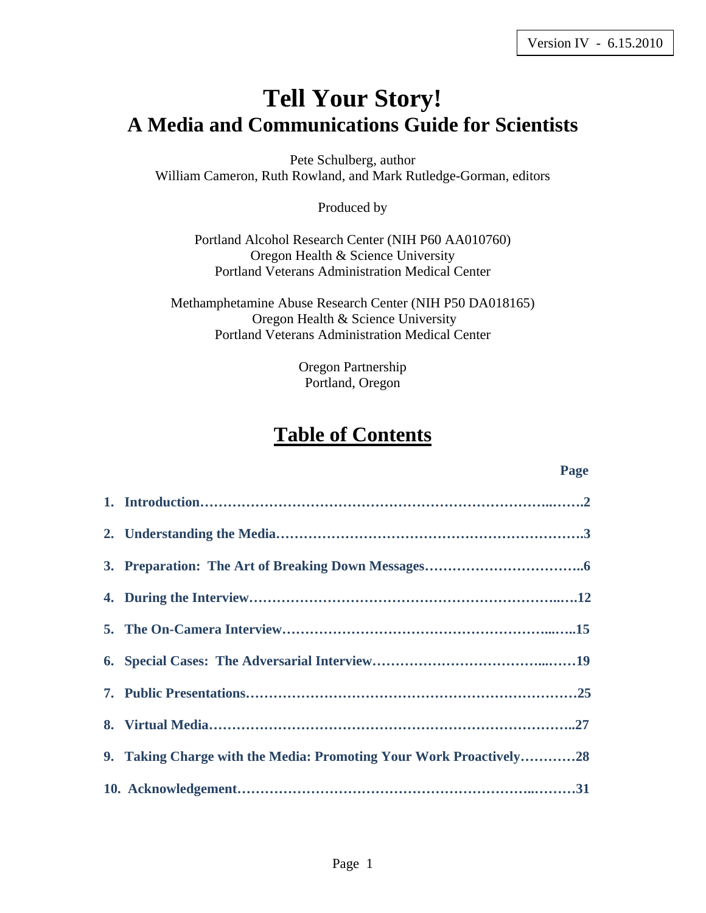Version IV - 6.15.2010

# Tell Your Story!
## A Media and Communications Guide for Scientists

Pete Schulberg, author
William Cameron, Ruth Rowland, and Mark Rutledge-Gorman, editors

Produced by

Portland Alcohol Research Center (NIH P60 AA010760)
Oregon Health & Science University
Portland Veterans Administration Medical Center

Methamphetamine Abuse Research Center (NIH P50 DA018165)
Oregon Health & Science University
Portland Veterans Administration Medical Center

Oregon Partnership
Portland, Oregon

## Table of Contents

| | Page |
|---|---|
| **1. Introduction** | **2** |
| **2. Understanding the Media** | **3** |
| **3. Preparation: The Art of Breaking Down Messages** | **6** |
| **4. During the Interview** | **12** |
| **5. The On-Camera Interview** | **15** |
| **6. Special Cases: The Adversarial Interview** | **19** |
| **7. Public Presentations** | **25** |
| **8. Virtual Media** | **27** |
| **9. Taking Charge with the Media: Promoting Your Work Proactively** | **28** |
| **10. Acknowledgement** | **31** |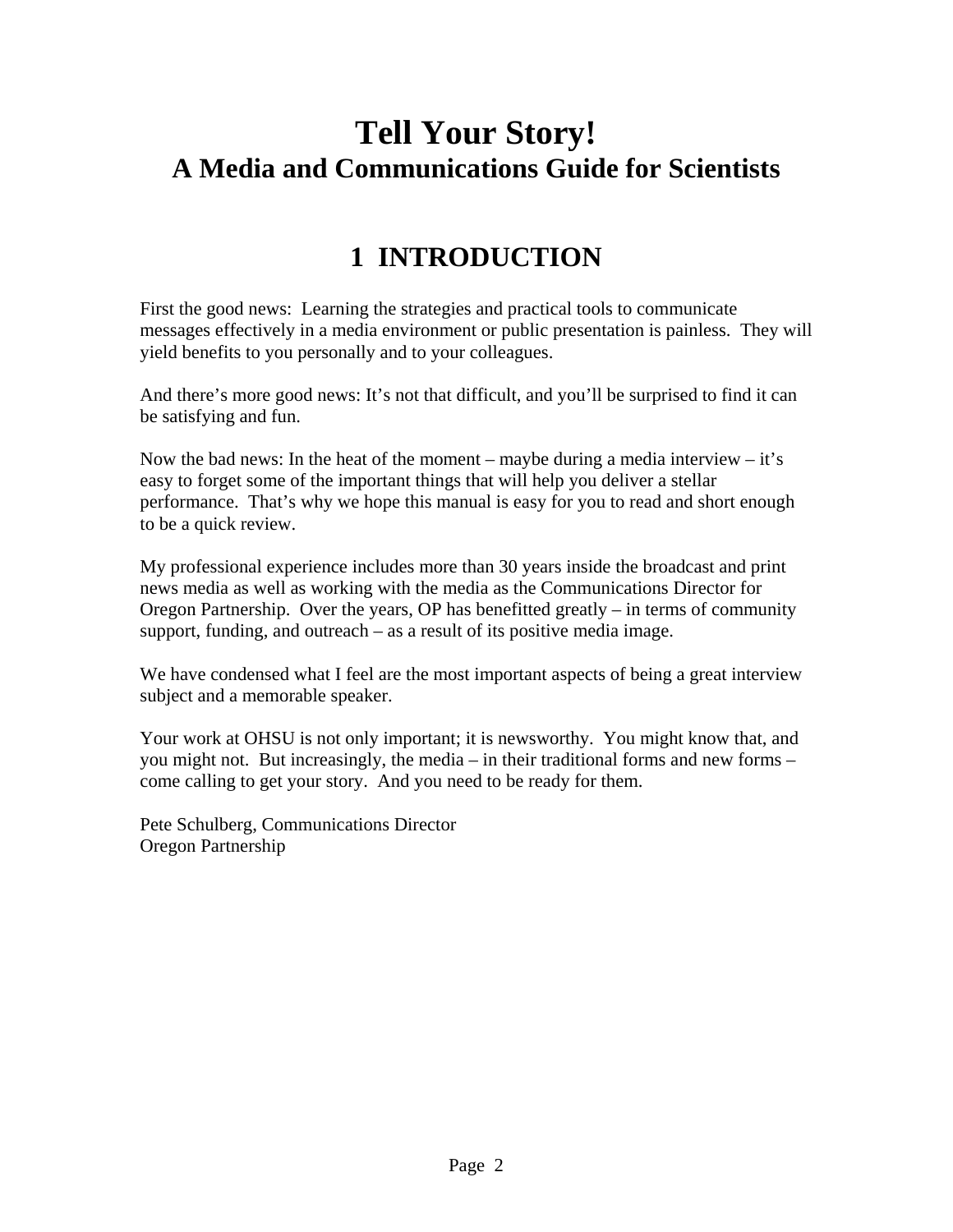# Tell Your Story!
## A Media and Communications Guide for Scientists

## 1 INTRODUCTION

First the good news: Learning the strategies and practical tools to communicate messages effectively in a media environment or public presentation is painless. They will yield benefits to you personally and to your colleagues.

And there's more good news: It's not that difficult, and you'll be surprised to find it can be satisfying and fun.

Now the bad news: In the heat of the moment – maybe during a media interview – it's easy to forget some of the important things that will help you deliver a stellar performance. That's why we hope this manual is easy for you to read and short enough to be a quick review.

My professional experience includes more than 30 years inside the broadcast and print news media as well as working with the media as the Communications Director for Oregon Partnership. Over the years, OP has benefitted greatly – in terms of community support, funding, and outreach – as a result of its positive media image.

We have condensed what I feel are the most important aspects of being a great interview subject and a memorable speaker.

Your work at OHSU is not only important; it is newsworthy. You might know that, and you might not. But increasingly, the media – in their traditional forms and new forms – come calling to get your story. And you need to be ready for them.

Pete Schulberg, Communications Director
Oregon Partnership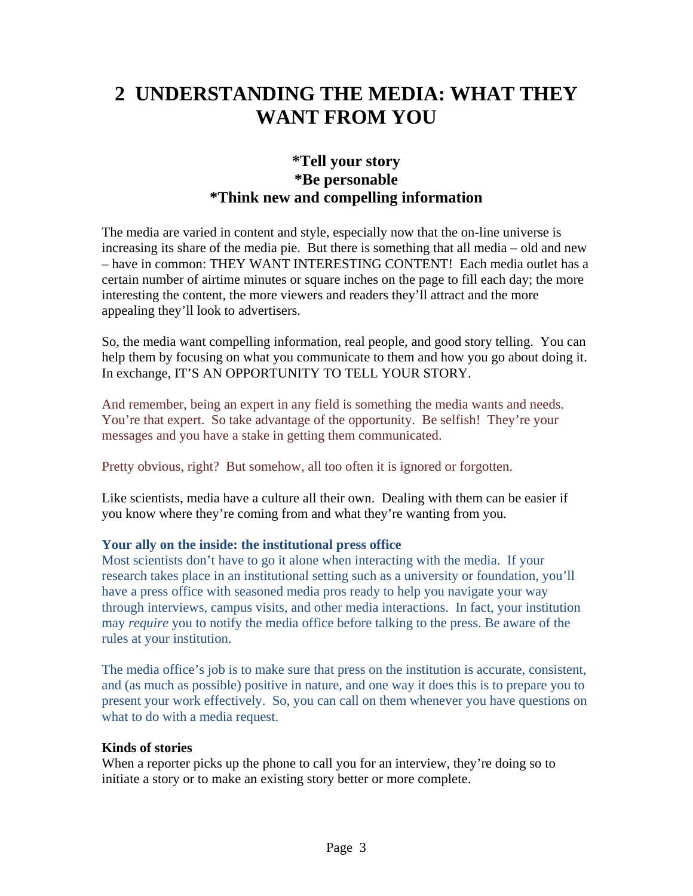# 2 UNDERSTANDING THE MEDIA: WHAT THEY WANT FROM YOU

**\*Tell your story**
**\*Be personable**
**\*Think new and compelling information**

The media are varied in content and style, especially now that the on-line universe is increasing its share of the media pie. But there is something that all media – old and new – have in common: THEY WANT INTERESTING CONTENT! Each media outlet has a certain number of airtime minutes or square inches on the page to fill each day; the more interesting the content, the more viewers and readers they'll attract and the more appealing they'll look to advertisers.

So, the media want compelling information, real people, and good story telling. You can help them by focusing on what you communicate to them and how you go about doing it. In exchange, IT'S AN OPPORTUNITY TO TELL YOUR STORY.

And remember, being an expert in any field is something the media wants and needs. You're that expert. So take advantage of the opportunity. Be selfish! They're your messages and you have a stake in getting them communicated.

Pretty obvious, right? But somehow, all too often it is ignored or forgotten.

Like scientists, media have a culture all their own. Dealing with them can be easier if you know where they're coming from and what they're wanting from you.

### Your ally on the inside: the institutional press office

Most scientists don't have to go it alone when interacting with the media. If your research takes place in an institutional setting such as a university or foundation, you'll have a press office with seasoned media pros ready to help you navigate your way through interviews, campus visits, and other media interactions. In fact, your institution may *require* you to notify the media office before talking to the press. Be aware of the rules at your institution.

The media office's job is to make sure that press on the institution is accurate, consistent, and (as much as possible) positive in nature, and one way it does this is to prepare you to present your work effectively. So, you can call on them whenever you have questions on what to do with a media request.

### Kinds of stories

When a reporter picks up the phone to call you for an interview, they're doing so to initiate a story or to make an existing story better or more complete.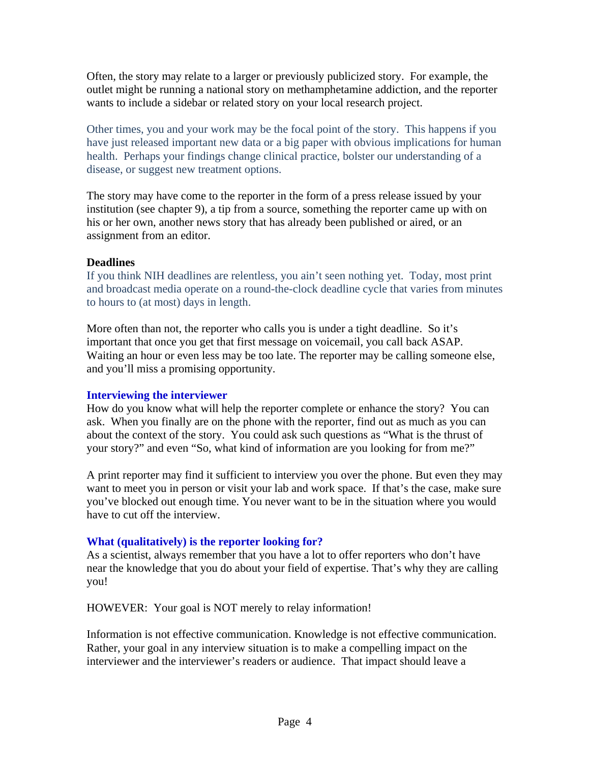Often, the story may relate to a larger or previously publicized story. For example, the outlet might be running a national story on methamphetamine addiction, and the reporter wants to include a sidebar or related story on your local research project.

Other times, you and your work may be the focal point of the story. This happens if you have just released important new data or a big paper with obvious implications for human health. Perhaps your findings change clinical practice, bolster our understanding of a disease, or suggest new treatment options.

The story may have come to the reporter in the form of a press release issued by your institution (see chapter 9), a tip from a source, something the reporter came up with on his or her own, another news story that has already been published or aired, or an assignment from an editor.

**Deadlines**

If you think NIH deadlines are relentless, you ain't seen nothing yet. Today, most print and broadcast media operate on a round-the-clock deadline cycle that varies from minutes to hours to (at most) days in length.

More often than not, the reporter who calls you is under a tight deadline. So it's important that once you get that first message on voicemail, you call back ASAP. Waiting an hour or even less may be too late. The reporter may be calling someone else, and you'll miss a promising opportunity.

### Interviewing the interviewer

How do you know what will help the reporter complete or enhance the story? You can ask. When you finally are on the phone with the reporter, find out as much as you can about the context of the story. You could ask such questions as "What is the thrust of your story?" and even "So, what kind of information are you looking for from me?"

A print reporter may find it sufficient to interview you over the phone. But even they may want to meet you in person or visit your lab and work space. If that's the case, make sure you've blocked out enough time. You never want to be in the situation where you would have to cut off the interview.

### What (qualitatively) is the reporter looking for?

As a scientist, always remember that you have a lot to offer reporters who don't have near the knowledge that you do about your field of expertise. That's why they are calling you!

HOWEVER: Your goal is NOT merely to relay information!

Information is not effective communication. Knowledge is not effective communication. Rather, your goal in any interview situation is to make a compelling impact on the interviewer and the interviewer's readers or audience. That impact should leave a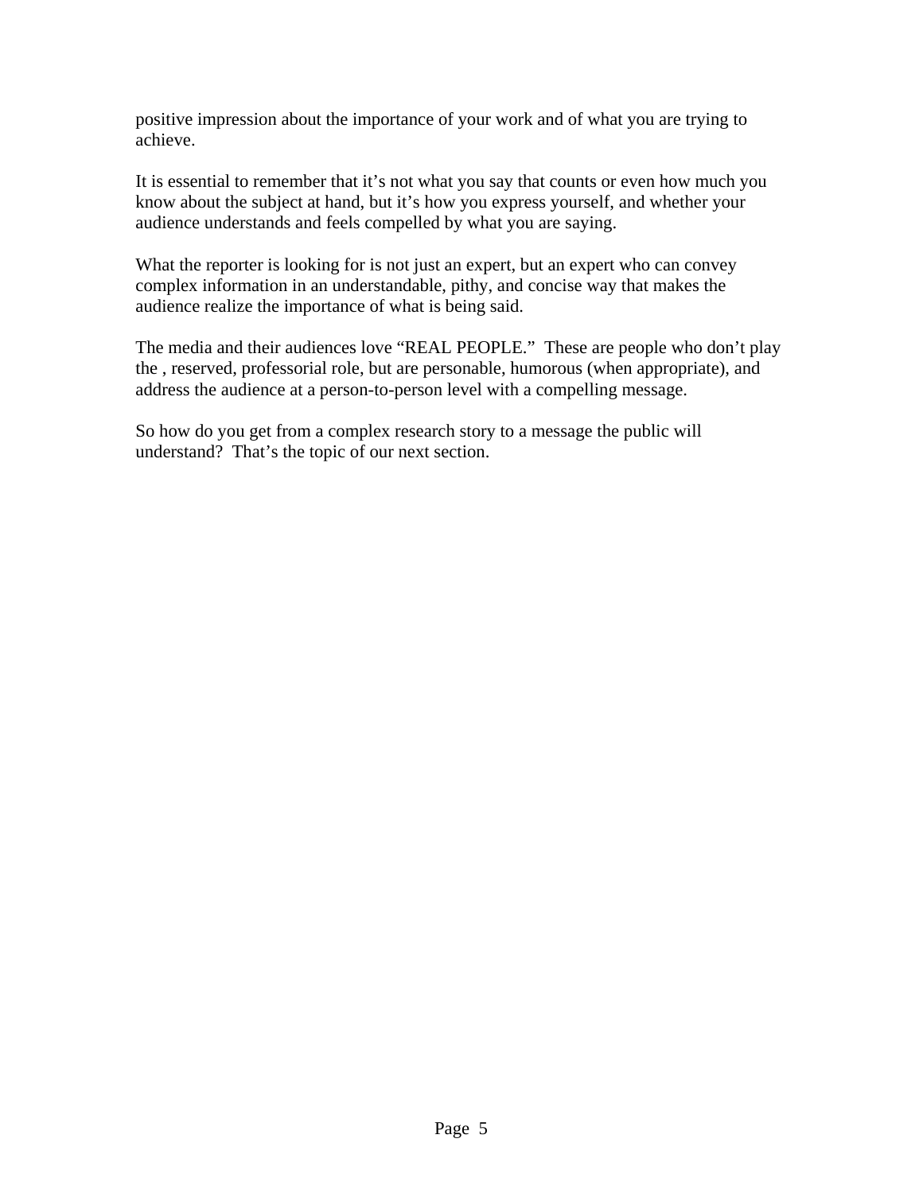positive impression about the importance of your work and of what you are trying to achieve.

It is essential to remember that it's not what you say that counts or even how much you know about the subject at hand, but it's how you express yourself, and whether your audience understands and feels compelled by what you are saying.

What the reporter is looking for is not just an expert, but an expert who can convey complex information in an understandable, pithy, and concise way that makes the audience realize the importance of what is being said.

The media and their audiences love "REAL PEOPLE." These are people who don't play the , reserved, professorial role, but are personable, humorous (when appropriate), and address the audience at a person-to-person level with a compelling message.

So how do you get from a complex research story to a message the public will understand? That's the topic of our next section.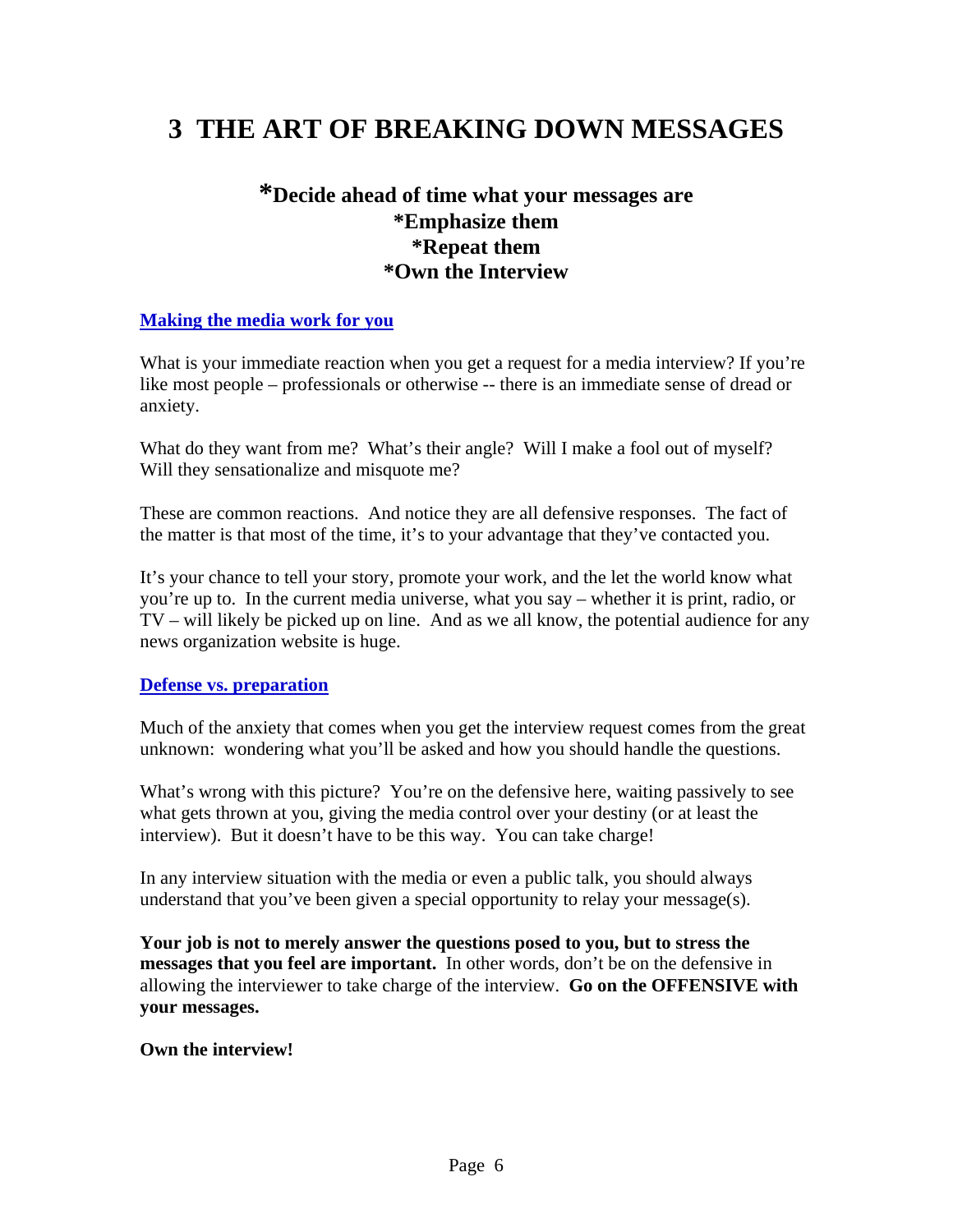# 3 THE ART OF BREAKING DOWN MESSAGES

**\*Decide ahead of time what your messages are**
**\*Emphasize them**
**\*Repeat them**
**\*Own the Interview**

### Making the media work for you

What is your immediate reaction when you get a request for a media interview? If you're like most people – professionals or otherwise -- there is an immediate sense of dread or anxiety.

What do they want from me? What's their angle? Will I make a fool out of myself? Will they sensationalize and misquote me?

These are common reactions. And notice they are all defensive responses. The fact of the matter is that most of the time, it's to your advantage that they've contacted you.

It's your chance to tell your story, promote your work, and the let the world know what you're up to. In the current media universe, what you say – whether it is print, radio, or TV – will likely be picked up on line. And as we all know, the potential audience for any news organization website is huge.

### Defense vs. preparation

Much of the anxiety that comes when you get the interview request comes from the great unknown: wondering what you'll be asked and how you should handle the questions.

What's wrong with this picture? You're on the defensive here, waiting passively to see what gets thrown at you, giving the media control over your destiny (or at least the interview). But it doesn't have to be this way. You can take charge!

In any interview situation with the media or even a public talk, you should always understand that you've been given a special opportunity to relay your message(s).

**Your job is not to merely answer the questions posed to you, but to stress the messages that you feel are important.** In other words, don't be on the defensive in allowing the interviewer to take charge of the interview. **Go on the OFFENSIVE with your messages.**

**Own the interview!**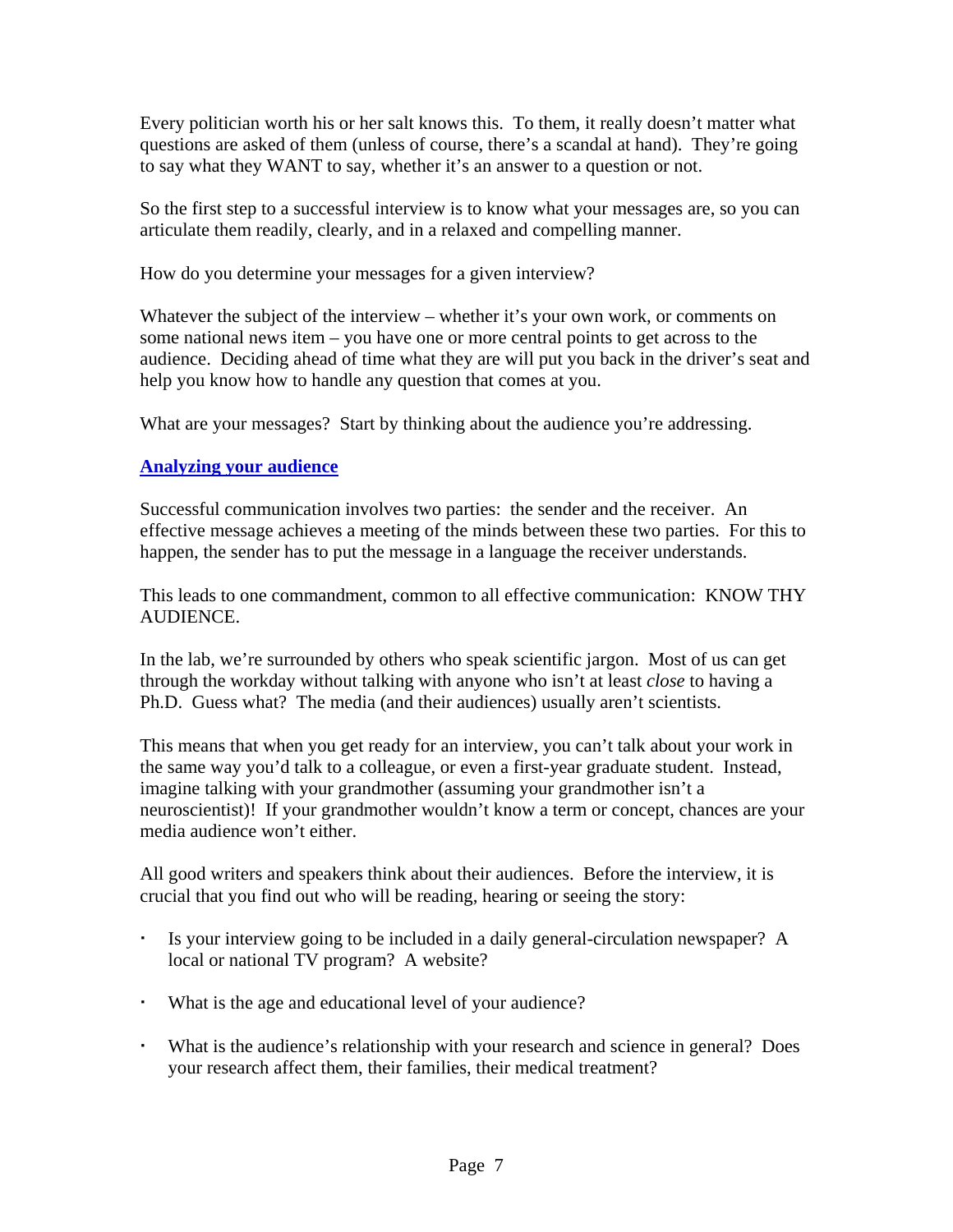Every politician worth his or her salt knows this. To them, it really doesn't matter what questions are asked of them (unless of course, there's a scandal at hand). They're going to say what they WANT to say, whether it's an answer to a question or not.

So the first step to a successful interview is to know what your messages are, so you can articulate them readily, clearly, and in a relaxed and compelling manner.

How do you determine your messages for a given interview?

Whatever the subject of the interview – whether it's your own work, or comments on some national news item – you have one or more central points to get across to the audience. Deciding ahead of time what they are will put you back in the driver's seat and help you know how to handle any question that comes at you.

What are your messages? Start by thinking about the audience you're addressing.

## Analyzing your audience

Successful communication involves two parties: the sender and the receiver. An effective message achieves a meeting of the minds between these two parties. For this to happen, the sender has to put the message in a language the receiver understands.

This leads to one commandment, common to all effective communication: KNOW THY AUDIENCE.

In the lab, we're surrounded by others who speak scientific jargon. Most of us can get through the workday without talking with anyone who isn't at least *close* to having a Ph.D. Guess what? The media (and their audiences) usually aren't scientists.

This means that when you get ready for an interview, you can't talk about your work in the same way you'd talk to a colleague, or even a first-year graduate student. Instead, imagine talking with your grandmother (assuming your grandmother isn't a neuroscientist)! If your grandmother wouldn't know a term or concept, chances are your media audience won't either.

All good writers and speakers think about their audiences. Before the interview, it is crucial that you find out who will be reading, hearing or seeing the story:

- Is your interview going to be included in a daily general-circulation newspaper? A local or national TV program? A website?
- What is the age and educational level of your audience?
- What is the audience's relationship with your research and science in general? Does your research affect them, their families, their medical treatment?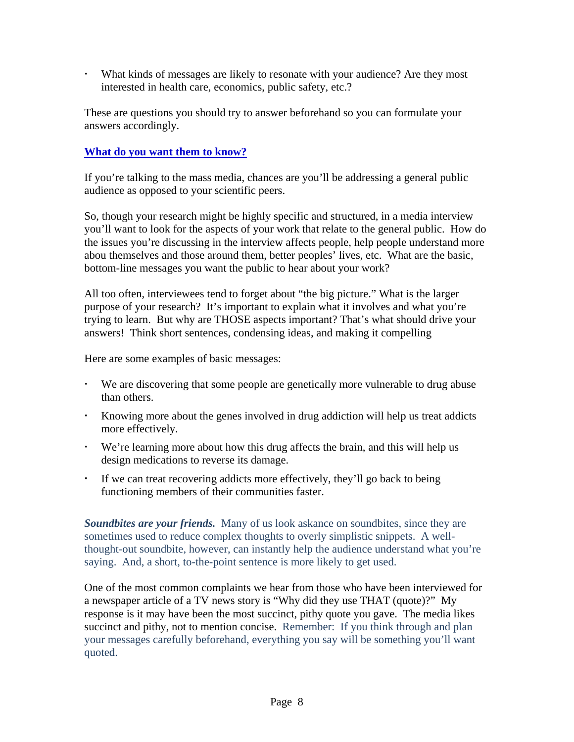- What kinds of messages are likely to resonate with your audience? Are they most interested in health care, economics, public safety, etc.?

These are questions you should try to answer beforehand so you can formulate your answers accordingly.

## **What do you want them to know?**

If you're talking to the mass media, chances are you'll be addressing a general public audience as opposed to your scientific peers.

So, though your research might be highly specific and structured, in a media interview you'll want to look for the aspects of your work that relate to the general public. How do the issues you're discussing in the interview affects people, help people understand more abou themselves and those around them, better peoples' lives, etc. What are the basic, bottom-line messages you want the public to hear about your work?

All too often, interviewees tend to forget about "the big picture." What is the larger purpose of your research? It's important to explain what it involves and what you're trying to learn. But why are THOSE aspects important? That's what should drive your answers! Think short sentences, condensing ideas, and making it compelling

Here are some examples of basic messages:

- We are discovering that some people are genetically more vulnerable to drug abuse than others.
- Knowing more about the genes involved in drug addiction will help us treat addicts more effectively.
- We're learning more about how this drug affects the brain, and this will help us design medications to reverse its damage.
- If we can treat recovering addicts more effectively, they'll go back to being functioning members of their communities faster.

***Soundbites are your friends.*** Many of us look askance on soundbites, since they are sometimes used to reduce complex thoughts to overly simplistic snippets. A well-thought-out soundbite, however, can instantly help the audience understand what you're saying. And, a short, to-the-point sentence is more likely to get used.

One of the most common complaints we hear from those who have been interviewed for a newspaper article of a TV news story is "Why did they use THAT (quote)?" My response is it may have been the most succinct, pithy quote you gave. The media likes succinct and pithy, not to mention concise. Remember: If you think through and plan your messages carefully beforehand, everything you say will be something you'll want quoted.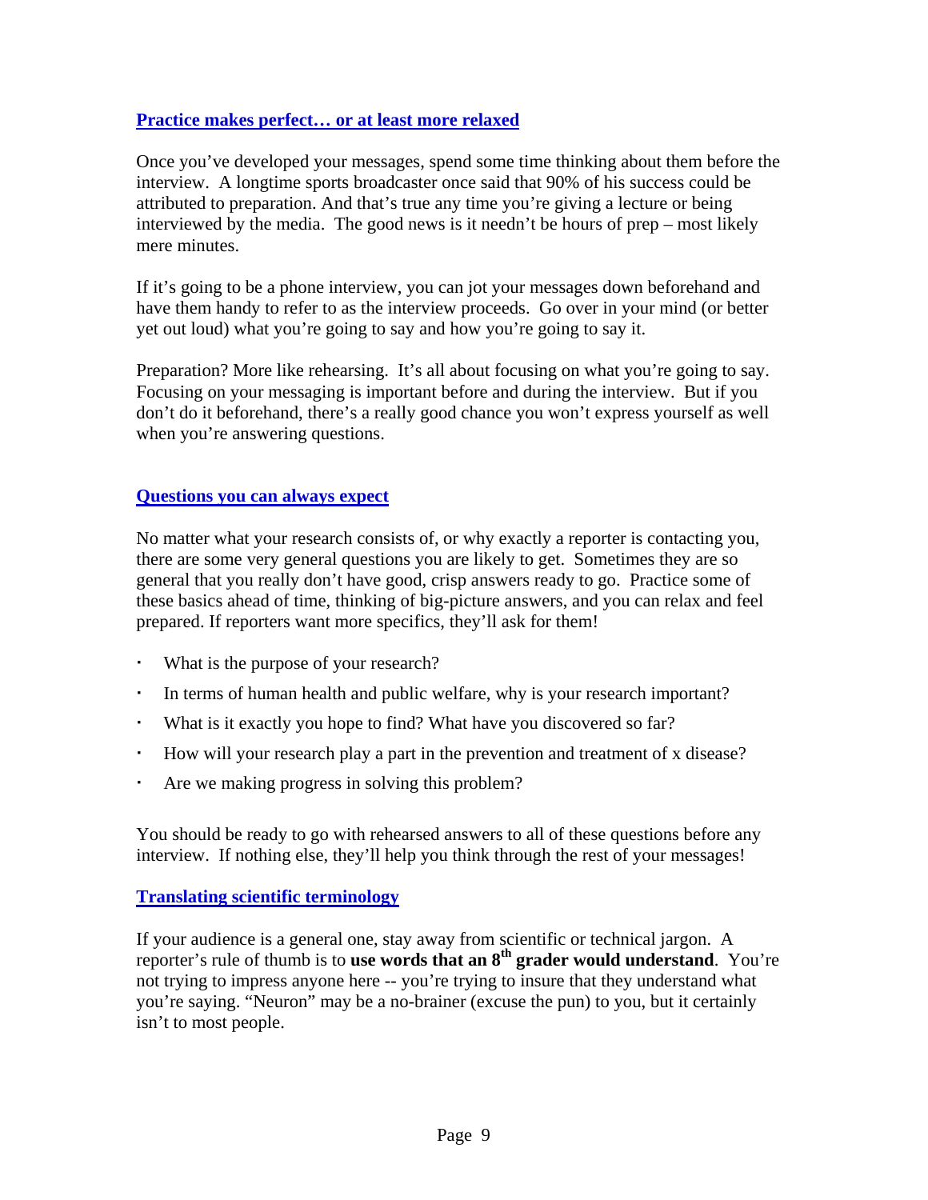## Practice makes perfect… or at least more relaxed

Once you've developed your messages, spend some time thinking about them before the interview. A longtime sports broadcaster once said that 90% of his success could be attributed to preparation. And that's true any time you're giving a lecture or being interviewed by the media. The good news is it needn't be hours of prep – most likely mere minutes.

If it's going to be a phone interview, you can jot your messages down beforehand and have them handy to refer to as the interview proceeds. Go over in your mind (or better yet out loud) what you're going to say and how you're going to say it.

Preparation? More like rehearsing. It's all about focusing on what you're going to say. Focusing on your messaging is important before and during the interview. But if you don't do it beforehand, there's a really good chance you won't express yourself as well when you're answering questions.

## Questions you can always expect

No matter what your research consists of, or why exactly a reporter is contacting you, there are some very general questions you are likely to get. Sometimes they are so general that you really don't have good, crisp answers ready to go. Practice some of these basics ahead of time, thinking of big-picture answers, and you can relax and feel prepared. If reporters want more specifics, they'll ask for them!

- What is the purpose of your research?
- In terms of human health and public welfare, why is your research important?
- What is it exactly you hope to find? What have you discovered so far?
- How will your research play a part in the prevention and treatment of x disease?
- Are we making progress in solving this problem?

You should be ready to go with rehearsed answers to all of these questions before any interview. If nothing else, they'll help you think through the rest of your messages!

## Translating scientific terminology

If your audience is a general one, stay away from scientific or technical jargon. A reporter's rule of thumb is to **use words that an 8th grader would understand**. You're not trying to impress anyone here -- you're trying to insure that they understand what you're saying. "Neuron" may be a no-brainer (excuse the pun) to you, but it certainly isn't to most people.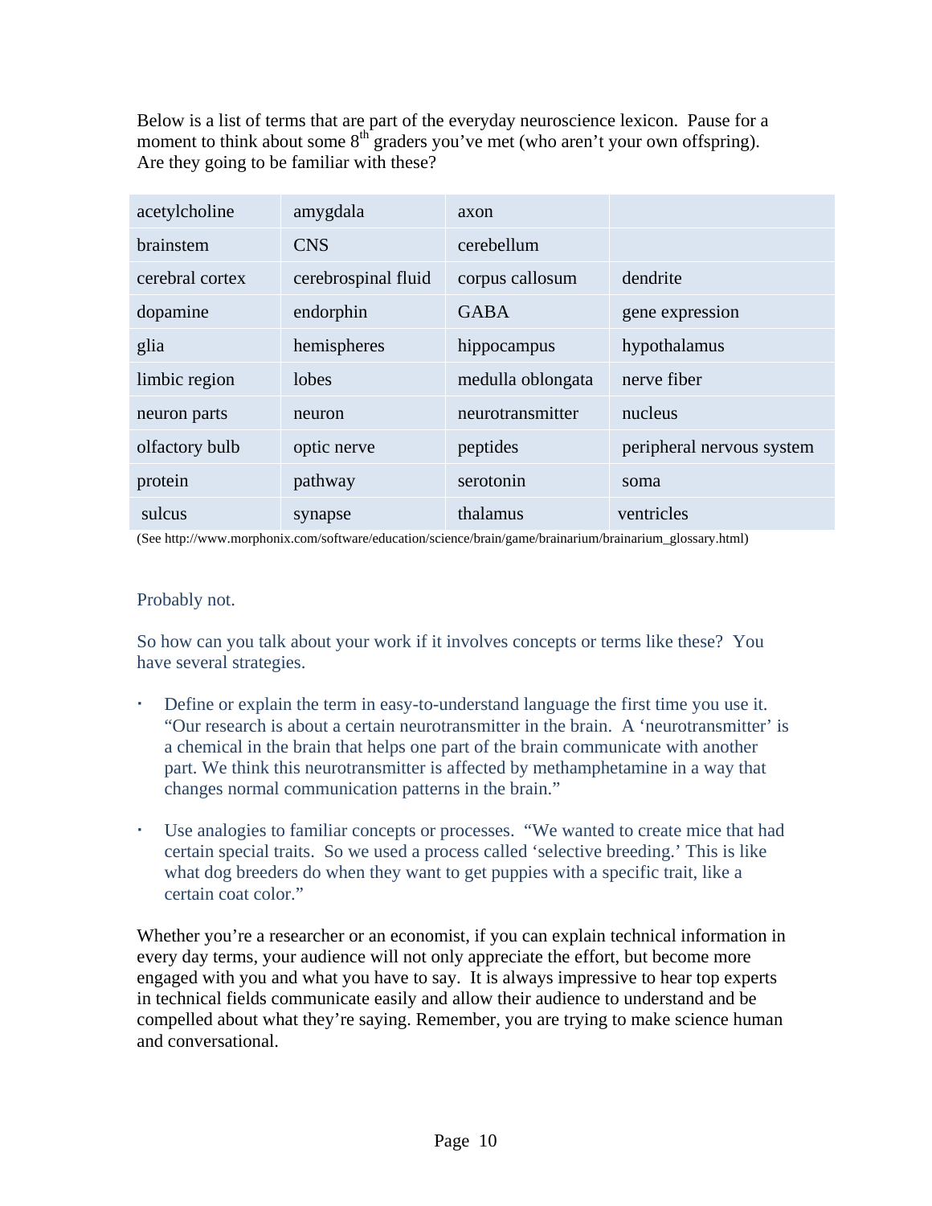Below is a list of terms that are part of the everyday neuroscience lexicon. Pause for a moment to think about some 8th graders you've met (who aren't your own offspring). Are they going to be familiar with these?

| | | | |
|---|---|---|---|
| acetylcholine | amygdala | axon | |
| brainstem | CNS | cerebellum | |
| cerebral cortex | cerebrospinal fluid | corpus callosum | dendrite |
| dopamine | endorphin | GABA | gene expression |
| glia | hemispheres | hippocampus | hypothalamus |
| limbic region | lobes | medulla oblongata | nerve fiber |
| neuron parts | neuron | neurotransmitter | nucleus |
| olfactory bulb | optic nerve | peptides | peripheral nervous system |
| protein | pathway | serotonin | soma |
| sulcus | synapse | thalamus | ventricles |

(See http://www.morphonix.com/software/education/science/brain/game/brainarium/brainarium_glossary.html)

Probably not.

So how can you talk about your work if it involves concepts or terms like these? You have several strategies.

- Define or explain the term in easy-to-understand language the first time you use it. "Our research is about a certain neurotransmitter in the brain. A 'neurotransmitter' is a chemical in the brain that helps one part of the brain communicate with another part. We think this neurotransmitter is affected by methamphetamine in a way that changes normal communication patterns in the brain."

- Use analogies to familiar concepts or processes. "We wanted to create mice that had certain special traits. So we used a process called 'selective breeding.' This is like what dog breeders do when they want to get puppies with a specific trait, like a certain coat color."

Whether you're a researcher or an economist, if you can explain technical information in every day terms, your audience will not only appreciate the effort, but become more engaged with you and what you have to say. It is always impressive to hear top experts in technical fields communicate easily and allow their audience to understand and be compelled about what they're saying. Remember, you are trying to make science human and conversational.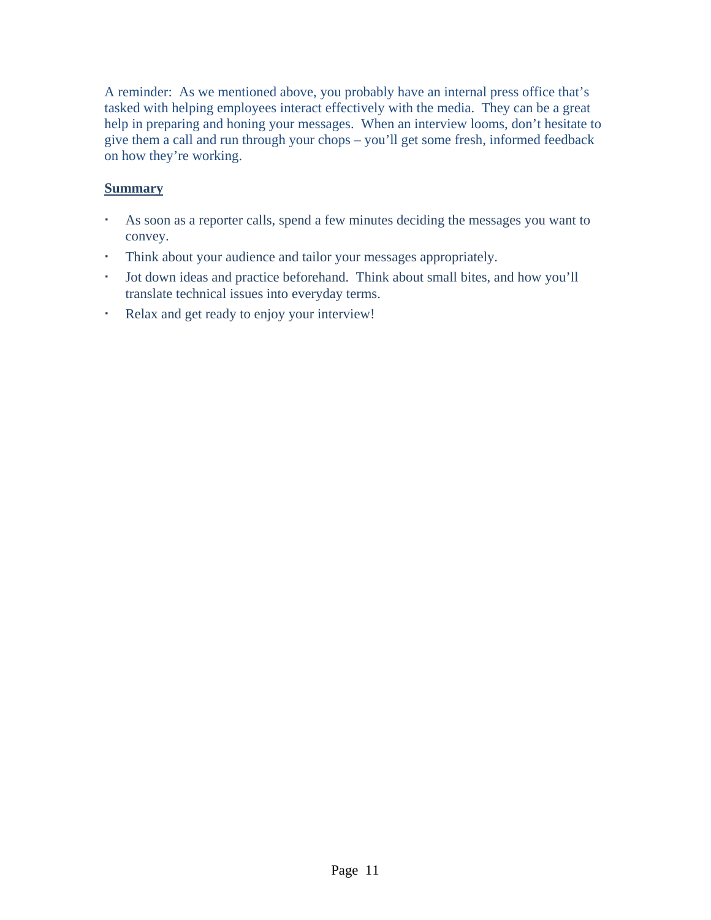A reminder: As we mentioned above, you probably have an internal press office that's tasked with helping employees interact effectively with the media. They can be a great help in preparing and honing your messages. When an interview looms, don't hesitate to give them a call and run through your chops – you'll get some fresh, informed feedback on how they're working.

**Summary**

- As soon as a reporter calls, spend a few minutes deciding the messages you want to convey.
- Think about your audience and tailor your messages appropriately.
- Jot down ideas and practice beforehand. Think about small bites, and how you'll translate technical issues into everyday terms.
- Relax and get ready to enjoy your interview!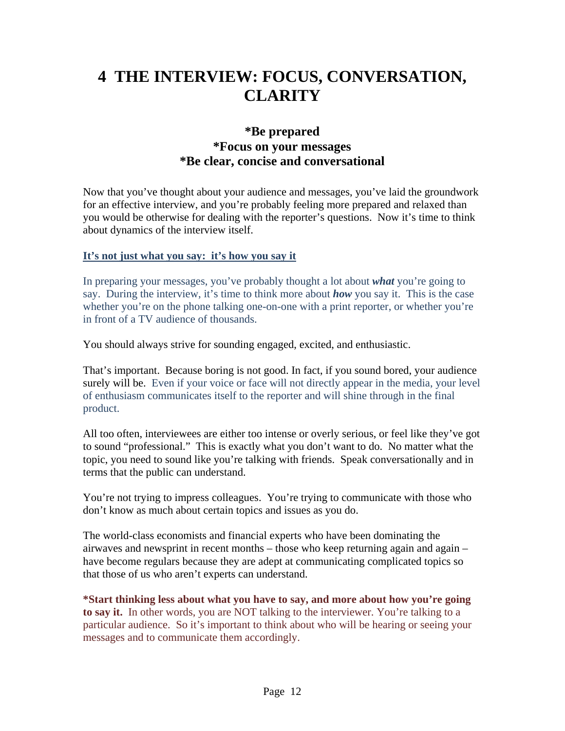# 4 THE INTERVIEW: FOCUS, CONVERSATION, CLARITY

**\*Be prepared**
**\*Focus on your messages**
**\*Be clear, concise and conversational**

Now that you've thought about your audience and messages, you've laid the groundwork for an effective interview, and you're probably feeling more prepared and relaxed than you would be otherwise for dealing with the reporter's questions. Now it's time to think about dynamics of the interview itself.

**It's not just what you say: it's how you say it**

In preparing your messages, you've probably thought a lot about ***what*** you're going to say. During the interview, it's time to think more about ***how*** you say it. This is the case whether you're on the phone talking one-on-one with a print reporter, or whether you're in front of a TV audience of thousands.

You should always strive for sounding engaged, excited, and enthusiastic.

That's important. Because boring is not good. In fact, if you sound bored, your audience surely will be. Even if your voice or face will not directly appear in the media, your level of enthusiasm communicates itself to the reporter and will shine through in the final product.

All too often, interviewees are either too intense or overly serious, or feel like they've got to sound "professional." This is exactly what you don't want to do. No matter what the topic, you need to sound like you're talking with friends. Speak conversationally and in terms that the public can understand.

You're not trying to impress colleagues. You're trying to communicate with those who don't know as much about certain topics and issues as you do.

The world-class economists and financial experts who have been dominating the airwaves and newsprint in recent months – those who keep returning again and again – have become regulars because they are adept at communicating complicated topics so that those of us who aren't experts can understand.

**\*Start thinking less about what you have to say, and more about how you're going to say it.** In other words, you are NOT talking to the interviewer. You're talking to a particular audience. So it's important to think about who will be hearing or seeing your messages and to communicate them accordingly.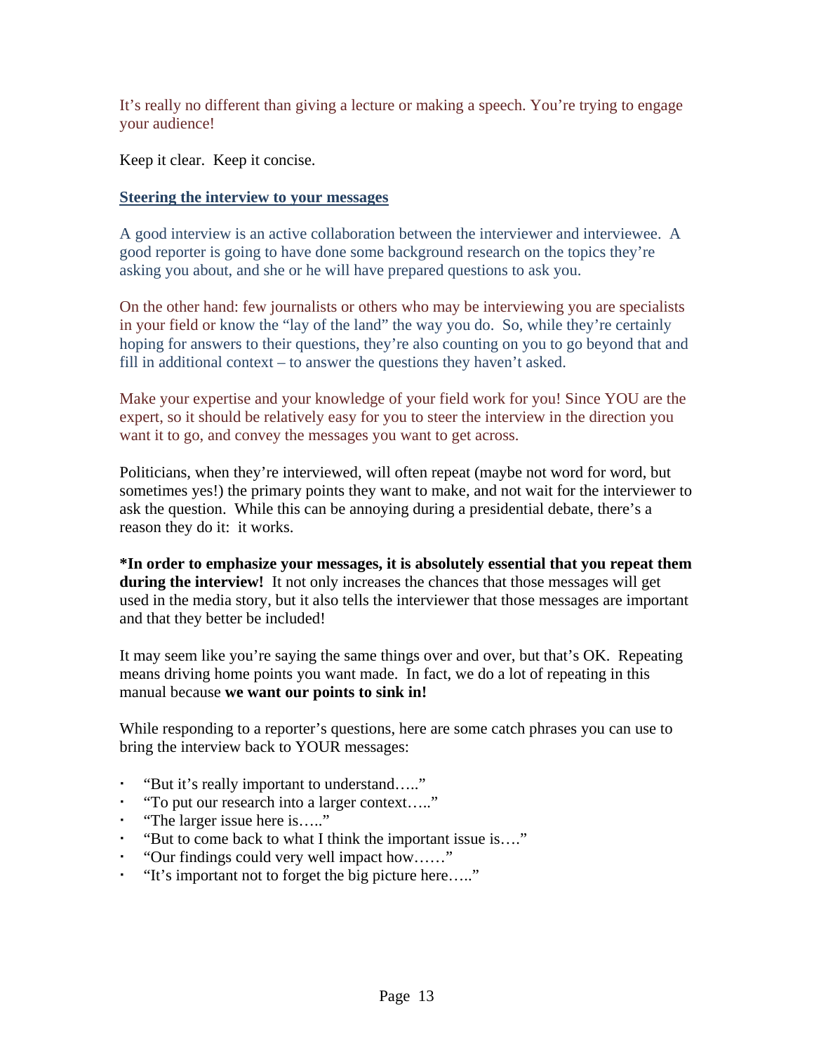It's really no different than giving a lecture or making a speech. You're trying to engage your audience!

Keep it clear. Keep it concise.

## Steering the interview to your messages

A good interview is an active collaboration between the interviewer and interviewee. A good reporter is going to have done some background research on the topics they're asking you about, and she or he will have prepared questions to ask you.

On the other hand: few journalists or others who may be interviewing you are specialists in your field or know the "lay of the land" the way you do. So, while they're certainly hoping for answers to their questions, they're also counting on you to go beyond that and fill in additional context – to answer the questions they haven't asked.

Make your expertise and your knowledge of your field work for you! Since YOU are the expert, so it should be relatively easy for you to steer the interview in the direction you want it to go, and convey the messages you want to get across.

Politicians, when they're interviewed, will often repeat (maybe not word for word, but sometimes yes!) the primary points they want to make, and not wait for the interviewer to ask the question. While this can be annoying during a presidential debate, there's a reason they do it: it works.

**\*In order to emphasize your messages, it is absolutely essential that you repeat them during the interview!** It not only increases the chances that those messages will get used in the media story, but it also tells the interviewer that those messages are important and that they better be included!

It may seem like you're saying the same things over and over, but that's OK. Repeating means driving home points you want made. In fact, we do a lot of repeating in this manual because **we want our points to sink in!**

While responding to a reporter's questions, here are some catch phrases you can use to bring the interview back to YOUR messages:

- "But it's really important to understand….."
- "To put our research into a larger context….."
- "The larger issue here is….."
- "But to come back to what I think the important issue is…."
- "Our findings could very well impact how……"
- "It's important not to forget the big picture here….."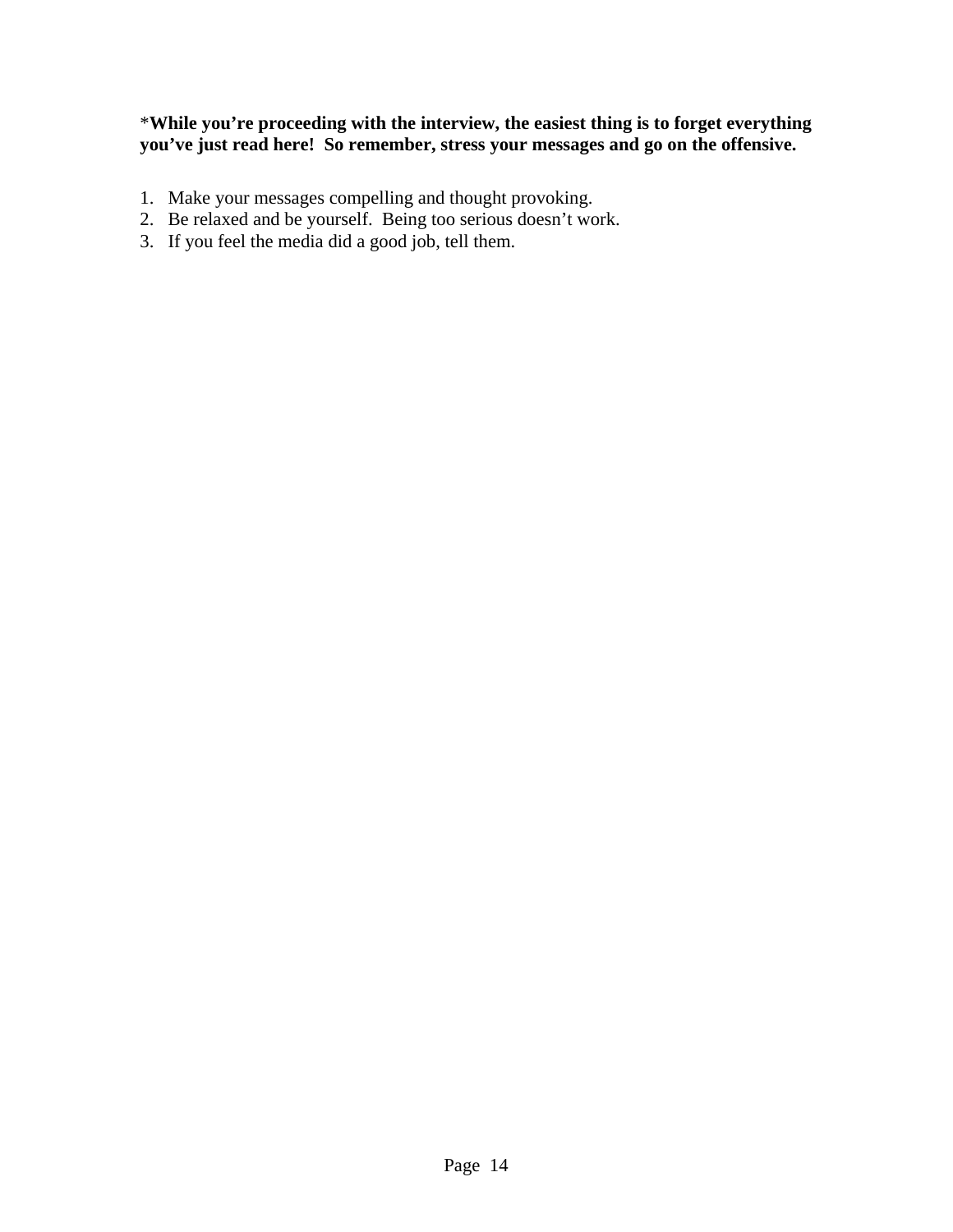*__While you're proceeding with the interview, the easiest thing is to forget everything you've just read here!  So remember, stress your messages and go on the offensive.__

1. Make your messages compelling and thought provoking.
2. Be relaxed and be yourself.  Being too serious doesn't work.
3. If you feel the media did a good job, tell them.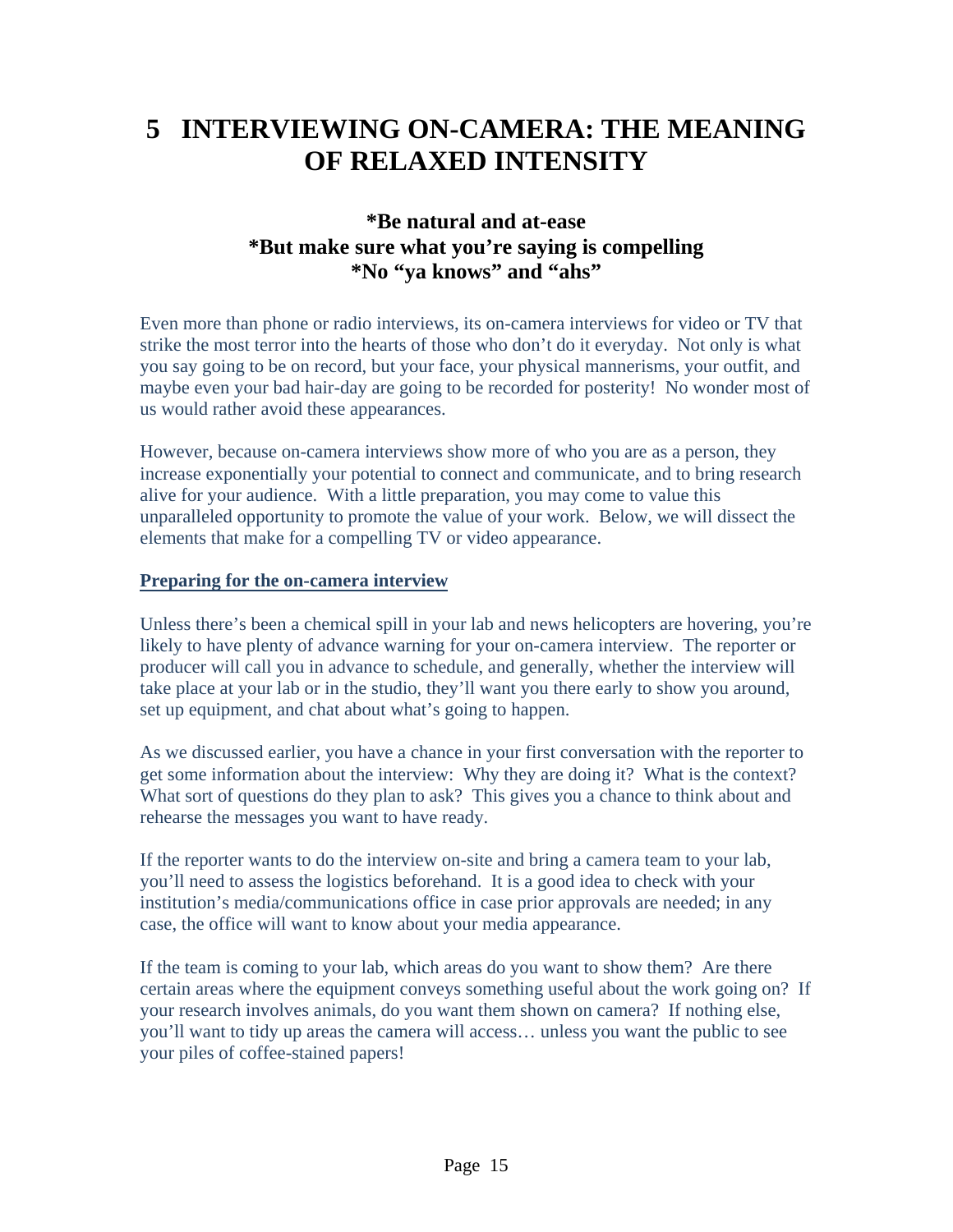# 5 INTERVIEWING ON-CAMERA: THE MEANING OF RELAXED INTENSITY

**\*Be natural and at-ease**
**\*But make sure what you're saying is compelling**
**\*No "ya knows" and "ahs"**

Even more than phone or radio interviews, its on-camera interviews for video or TV that strike the most terror into the hearts of those who don't do it everyday. Not only is what you say going to be on record, but your face, your physical mannerisms, your outfit, and maybe even your bad hair-day are going to be recorded for posterity! No wonder most of us would rather avoid these appearances.

However, because on-camera interviews show more of who you are as a person, they increase exponentially your potential to connect and communicate, and to bring research alive for your audience. With a little preparation, you may come to value this unparalleled opportunity to promote the value of your work. Below, we will dissect the elements that make for a compelling TV or video appearance.

**Preparing for the on-camera interview**

Unless there's been a chemical spill in your lab and news helicopters are hovering, you're likely to have plenty of advance warning for your on-camera interview. The reporter or producer will call you in advance to schedule, and generally, whether the interview will take place at your lab or in the studio, they'll want you there early to show you around, set up equipment, and chat about what's going to happen.

As we discussed earlier, you have a chance in your first conversation with the reporter to get some information about the interview: Why they are doing it? What is the context? What sort of questions do they plan to ask? This gives you a chance to think about and rehearse the messages you want to have ready.

If the reporter wants to do the interview on-site and bring a camera team to your lab, you'll need to assess the logistics beforehand. It is a good idea to check with your institution's media/communications office in case prior approvals are needed; in any case, the office will want to know about your media appearance.

If the team is coming to your lab, which areas do you want to show them? Are there certain areas where the equipment conveys something useful about the work going on? If your research involves animals, do you want them shown on camera? If nothing else, you'll want to tidy up areas the camera will access… unless you want the public to see your piles of coffee-stained papers!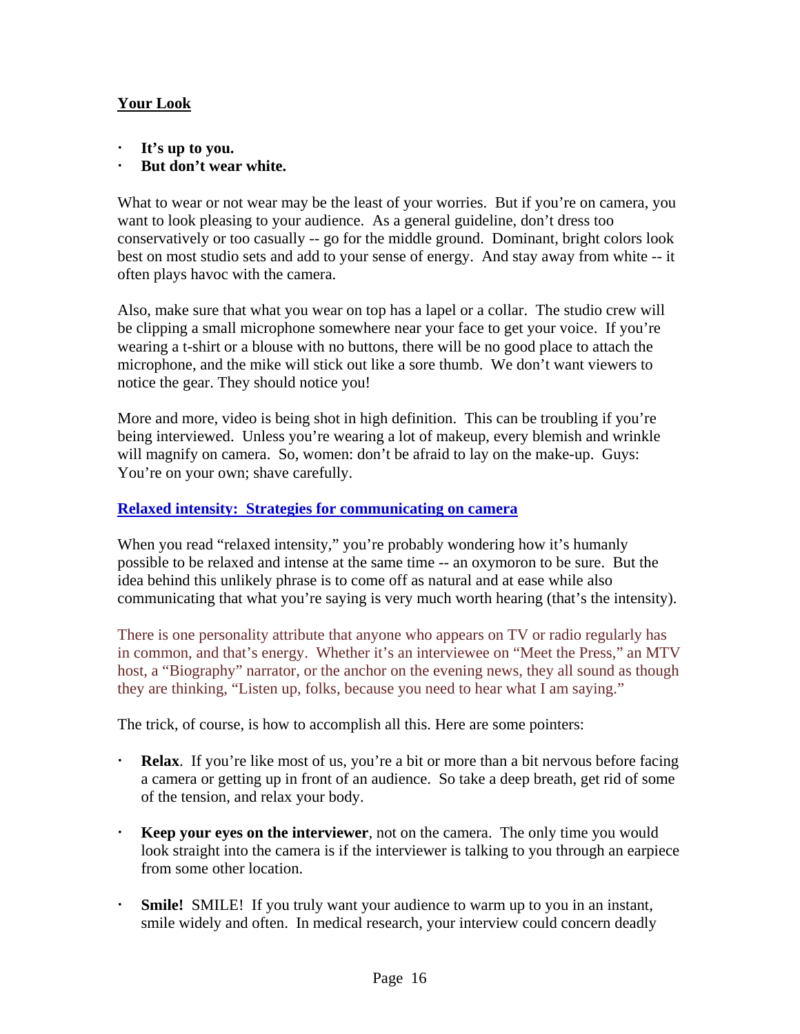## Your Look

- **It's up to you.**
- **But don't wear white.**

What to wear or not wear may be the least of your worries. But if you're on camera, you want to look pleasing to your audience. As a general guideline, don't dress too conservatively or too casually -- go for the middle ground. Dominant, bright colors look best on most studio sets and add to your sense of energy. And stay away from white -- it often plays havoc with the camera.

Also, make sure that what you wear on top has a lapel or a collar. The studio crew will be clipping a small microphone somewhere near your face to get your voice. If you're wearing a t-shirt or a blouse with no buttons, there will be no good place to attach the microphone, and the mike will stick out like a sore thumb. We don't want viewers to notice the gear. They should notice you!

More and more, video is being shot in high definition. This can be troubling if you're being interviewed. Unless you're wearing a lot of makeup, every blemish and wrinkle will magnify on camera. So, women: don't be afraid to lay on the make-up. Guys: You're on your own; shave carefully.

## Relaxed intensity: Strategies for communicating on camera

When you read "relaxed intensity," you're probably wondering how it's humanly possible to be relaxed and intense at the same time -- an oxymoron to be sure. But the idea behind this unlikely phrase is to come off as natural and at ease while also communicating that what you're saying is very much worth hearing (that's the intensity).

There is one personality attribute that anyone who appears on TV or radio regularly has in common, and that's energy. Whether it's an interviewee on "Meet the Press," an MTV host, a "Biography" narrator, or the anchor on the evening news, they all sound as though they are thinking, "Listen up, folks, because you need to hear what I am saying."

The trick, of course, is how to accomplish all this. Here are some pointers:

- **Relax**. If you're like most of us, you're a bit or more than a bit nervous before facing a camera or getting up in front of an audience. So take a deep breath, get rid of some of the tension, and relax your body.

- **Keep your eyes on the interviewer**, not on the camera. The only time you would look straight into the camera is if the interviewer is talking to you through an earpiece from some other location.

- **Smile!** SMILE! If you truly want your audience to warm up to you in an instant, smile widely and often. In medical research, your interview could concern deadly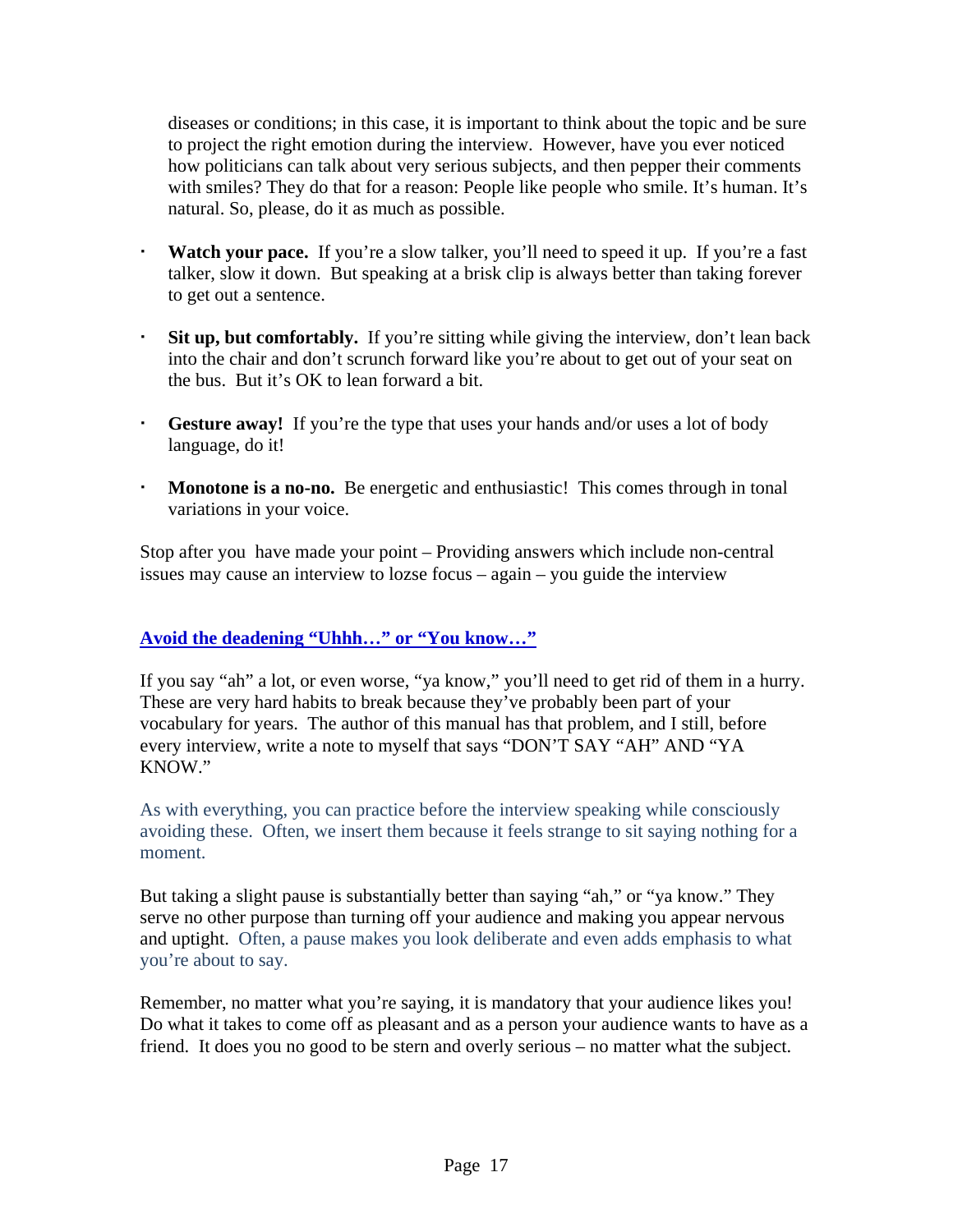diseases or conditions; in this case, it is important to think about the topic and be sure to project the right emotion during the interview. However, have you ever noticed how politicians can talk about very serious subjects, and then pepper their comments with smiles? They do that for a reason: People like people who smile. It's human. It's natural. So, please, do it as much as possible.

- **Watch your pace.** If you're a slow talker, you'll need to speed it up. If you're a fast talker, slow it down. But speaking at a brisk clip is always better than taking forever to get out a sentence.
- **Sit up, but comfortably.** If you're sitting while giving the interview, don't lean back into the chair and don't scrunch forward like you're about to get out of your seat on the bus. But it's OK to lean forward a bit.
- **Gesture away!** If you're the type that uses your hands and/or uses a lot of body language, do it!
- **Monotone is a no-no.** Be energetic and enthusiastic! This comes through in tonal variations in your voice.

Stop after you have made your point – Providing answers which include non-central issues may cause an interview to lozse focus – again – you guide the interview

## Avoid the deadening "Uhhh…" or "You know…"

If you say "ah" a lot, or even worse, "ya know," you'll need to get rid of them in a hurry. These are very hard habits to break because they've probably been part of your vocabulary for years. The author of this manual has that problem, and I still, before every interview, write a note to myself that says "DON'T SAY "AH" AND "YA KNOW."

As with everything, you can practice before the interview speaking while consciously avoiding these. Often, we insert them because it feels strange to sit saying nothing for a moment.

But taking a slight pause is substantially better than saying "ah," or "ya know." They serve no other purpose than turning off your audience and making you appear nervous and uptight. Often, a pause makes you look deliberate and even adds emphasis to what you're about to say.

Remember, no matter what you're saying, it is mandatory that your audience likes you! Do what it takes to come off as pleasant and as a person your audience wants to have as a friend. It does you no good to be stern and overly serious – no matter what the subject.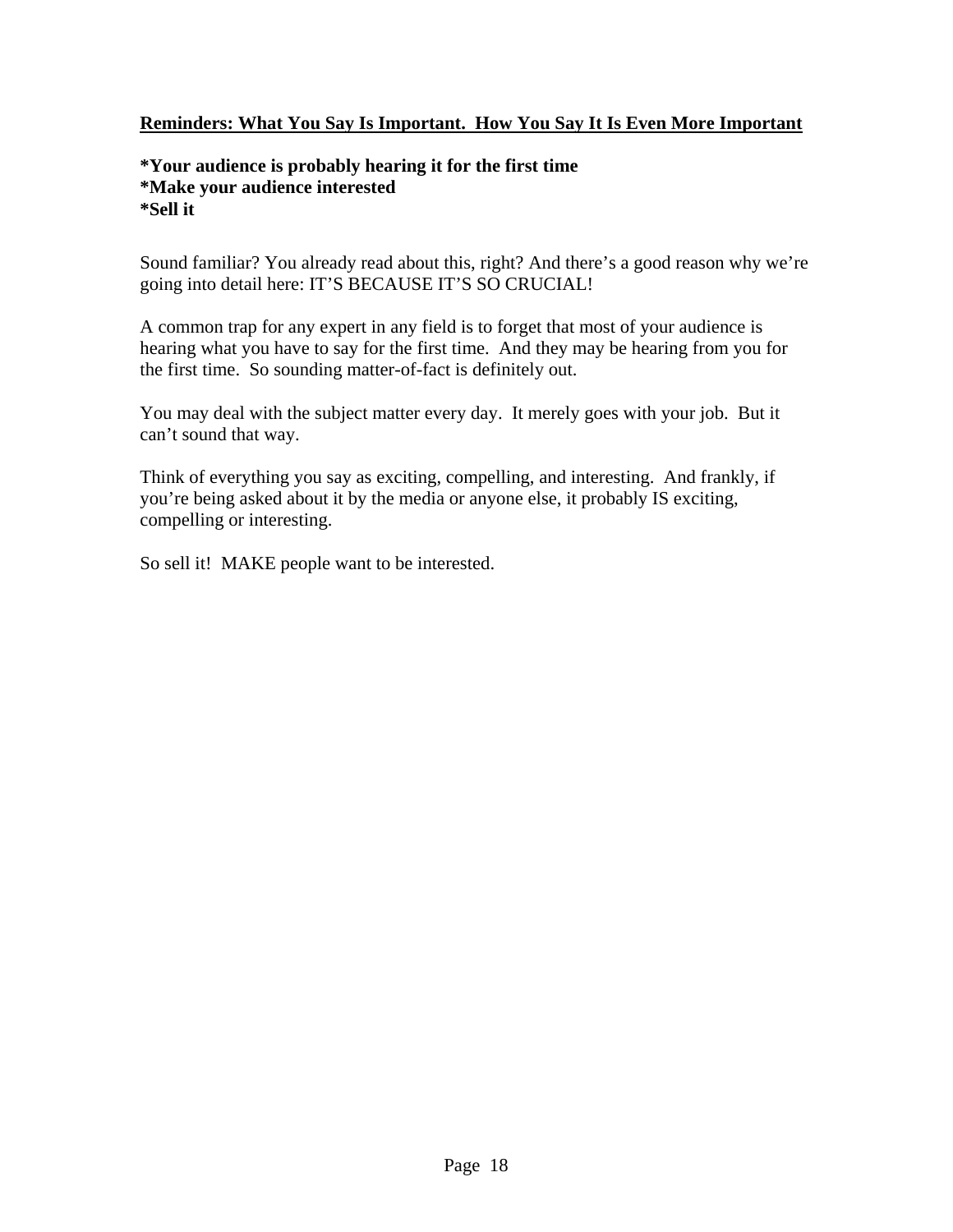## Reminders: What You Say Is Important. How You Say It Is Even More Important

**\*Your audience is probably hearing it for the first time**
**\*Make your audience interested**
**\*Sell it**

Sound familiar? You already read about this, right? And there's a good reason why we're going into detail here: IT'S BECAUSE IT'S SO CRUCIAL!

A common trap for any expert in any field is to forget that most of your audience is hearing what you have to say for the first time. And they may be hearing from you for the first time. So sounding matter-of-fact is definitely out.

You may deal with the subject matter every day. It merely goes with your job. But it can't sound that way.

Think of everything you say as exciting, compelling, and interesting. And frankly, if you're being asked about it by the media or anyone else, it probably IS exciting, compelling or interesting.

So sell it! MAKE people want to be interested.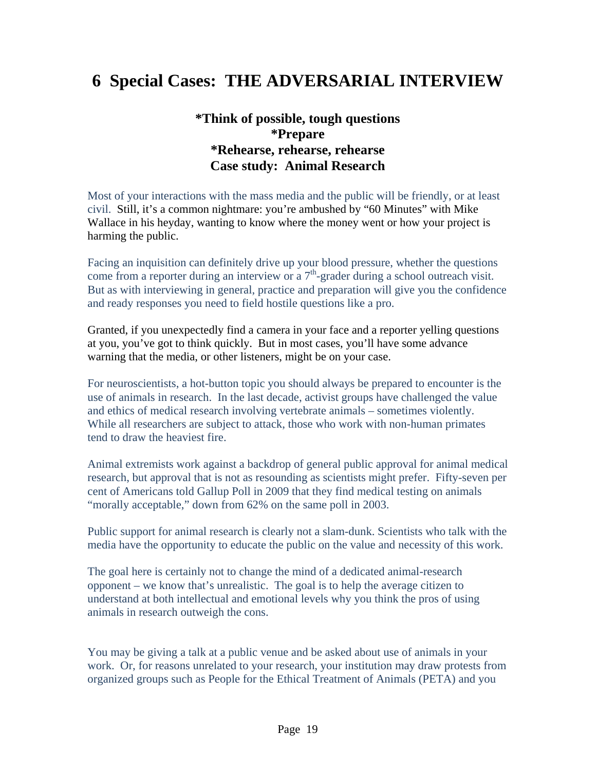# 6 Special Cases: THE ADVERSARIAL INTERVIEW

**\*Think of possible, tough questions**
**\*Prepare**
**\*Rehearse, rehearse, rehearse**
**Case study: Animal Research**

Most of your interactions with the mass media and the public will be friendly, or at least civil. Still, it's a common nightmare: you're ambushed by "60 Minutes" with Mike Wallace in his heyday, wanting to know where the money went or how your project is harming the public.

Facing an inquisition can definitely drive up your blood pressure, whether the questions come from a reporter during an interview or a 7th-grader during a school outreach visit. But as with interviewing in general, practice and preparation will give you the confidence and ready responses you need to field hostile questions like a pro.

Granted, if you unexpectedly find a camera in your face and a reporter yelling questions at you, you've got to think quickly. But in most cases, you'll have some advance warning that the media, or other listeners, might be on your case.

For neuroscientists, a hot-button topic you should always be prepared to encounter is the use of animals in research. In the last decade, activist groups have challenged the value and ethics of medical research involving vertebrate animals – sometimes violently. While all researchers are subject to attack, those who work with non-human primates tend to draw the heaviest fire.

Animal extremists work against a backdrop of general public approval for animal medical research, but approval that is not as resounding as scientists might prefer. Fifty-seven per cent of Americans told Gallup Poll in 2009 that they find medical testing on animals "morally acceptable," down from 62% on the same poll in 2003.

Public support for animal research is clearly not a slam-dunk. Scientists who talk with the media have the opportunity to educate the public on the value and necessity of this work.

The goal here is certainly not to change the mind of a dedicated animal-research opponent – we know that's unrealistic. The goal is to help the average citizen to understand at both intellectual and emotional levels why you think the pros of using animals in research outweigh the cons.

You may be giving a talk at a public venue and be asked about use of animals in your work. Or, for reasons unrelated to your research, your institution may draw protests from organized groups such as People for the Ethical Treatment of Animals (PETA) and you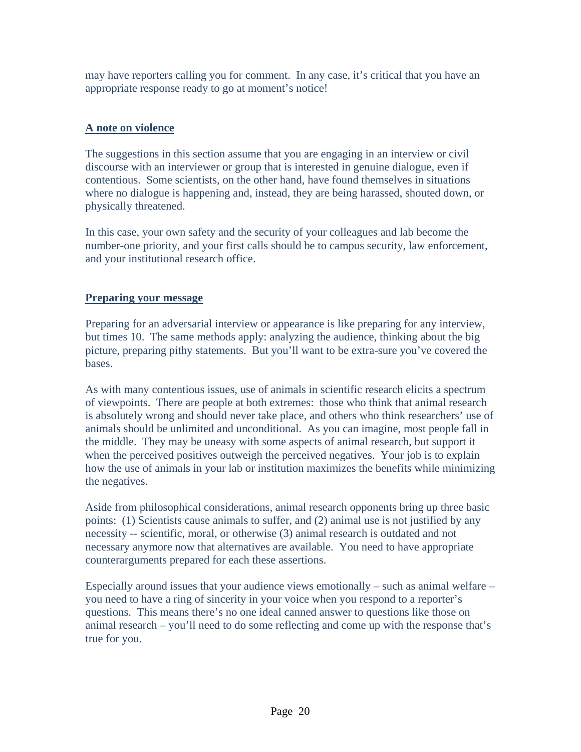may have reporters calling you for comment. In any case, it's critical that you have an appropriate response ready to go at moment's notice!

## A note on violence

The suggestions in this section assume that you are engaging in an interview or civil discourse with an interviewer or group that is interested in genuine dialogue, even if contentious. Some scientists, on the other hand, have found themselves in situations where no dialogue is happening and, instead, they are being harassed, shouted down, or physically threatened.

In this case, your own safety and the security of your colleagues and lab become the number-one priority, and your first calls should be to campus security, law enforcement, and your institutional research office.

## Preparing your message

Preparing for an adversarial interview or appearance is like preparing for any interview, but times 10. The same methods apply: analyzing the audience, thinking about the big picture, preparing pithy statements. But you'll want to be extra-sure you've covered the bases.

As with many contentious issues, use of animals in scientific research elicits a spectrum of viewpoints. There are people at both extremes: those who think that animal research is absolutely wrong and should never take place, and others who think researchers' use of animals should be unlimited and unconditional. As you can imagine, most people fall in the middle. They may be uneasy with some aspects of animal research, but support it when the perceived positives outweigh the perceived negatives. Your job is to explain how the use of animals in your lab or institution maximizes the benefits while minimizing the negatives.

Aside from philosophical considerations, animal research opponents bring up three basic points: (1) Scientists cause animals to suffer, and (2) animal use is not justified by any necessity -- scientific, moral, or otherwise (3) animal research is outdated and not necessary anymore now that alternatives are available. You need to have appropriate counterarguments prepared for each these assertions.

Especially around issues that your audience views emotionally – such as animal welfare – you need to have a ring of sincerity in your voice when you respond to a reporter's questions. This means there's no one ideal canned answer to questions like those on animal research – you'll need to do some reflecting and come up with the response that's true for you.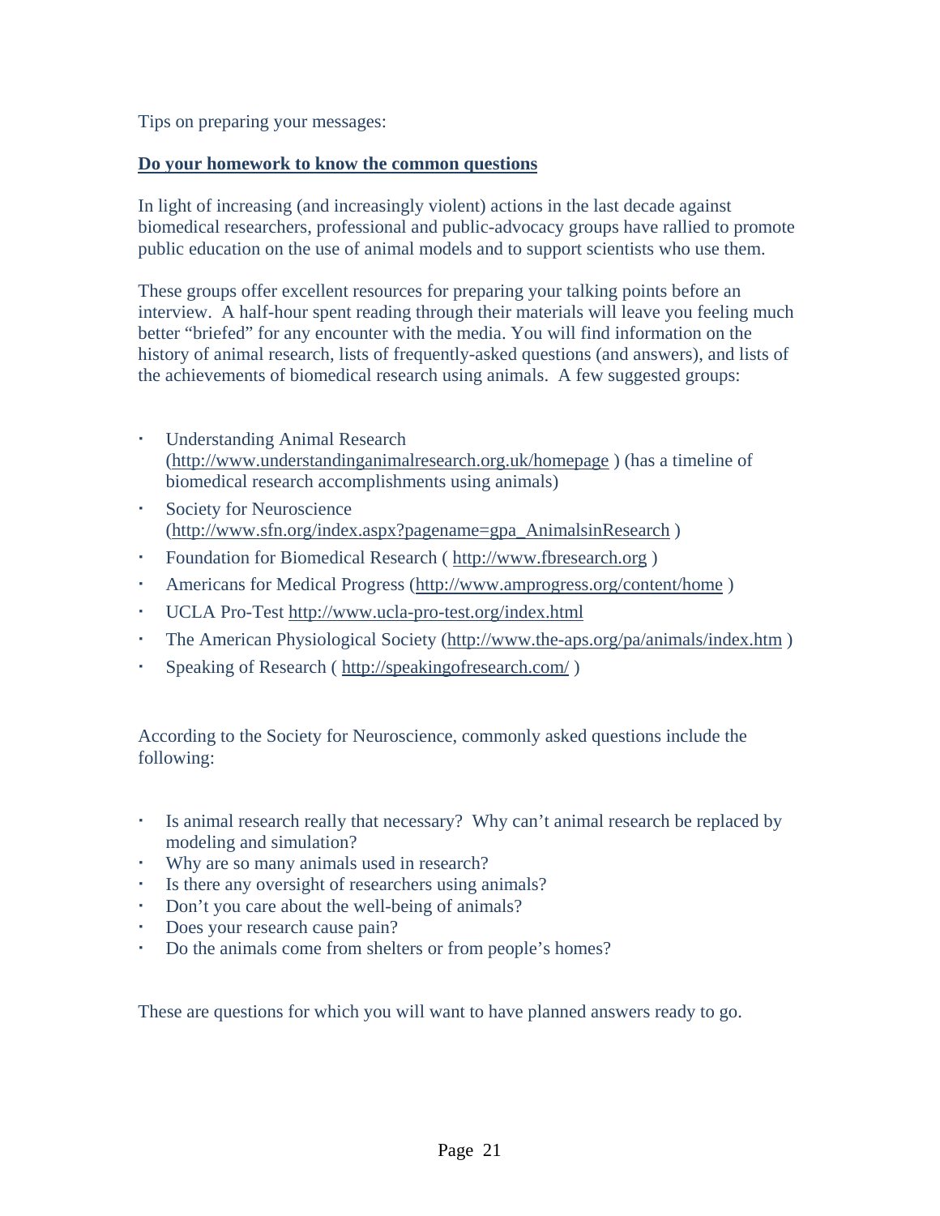Tips on preparing your messages:

**Do your homework to know the common questions**

In light of increasing (and increasingly violent) actions in the last decade against biomedical researchers, professional and public-advocacy groups have rallied to promote public education on the use of animal models and to support scientists who use them.

These groups offer excellent resources for preparing your talking points before an interview. A half-hour spent reading through their materials will leave you feeling much better "briefed" for any encounter with the media. You will find information on the history of animal research, lists of frequently-asked questions (and answers), and lists of the achievements of biomedical research using animals. A few suggested groups:

- Understanding Animal Research (http://www.understandinganimalresearch.org.uk/homepage ) (has a timeline of biomedical research accomplishments using animals)
- Society for Neuroscience (http://www.sfn.org/index.aspx?pagename=gpa_AnimalsinResearch )
- Foundation for Biomedical Research ( http://www.fbresearch.org )
- Americans for Medical Progress (http://www.amprogress.org/content/home )
- UCLA Pro-Test http://www.ucla-pro-test.org/index.html
- The American Physiological Society (http://www.the-aps.org/pa/animals/index.htm )
- Speaking of Research ( http://speakingofresearch.com/ )

According to the Society for Neuroscience, commonly asked questions include the following:

- Is animal research really that necessary? Why can't animal research be replaced by modeling and simulation?
- Why are so many animals used in research?
- Is there any oversight of researchers using animals?
- Don't you care about the well-being of animals?
- Does your research cause pain?
- Do the animals come from shelters or from people's homes?

These are questions for which you will want to have planned answers ready to go.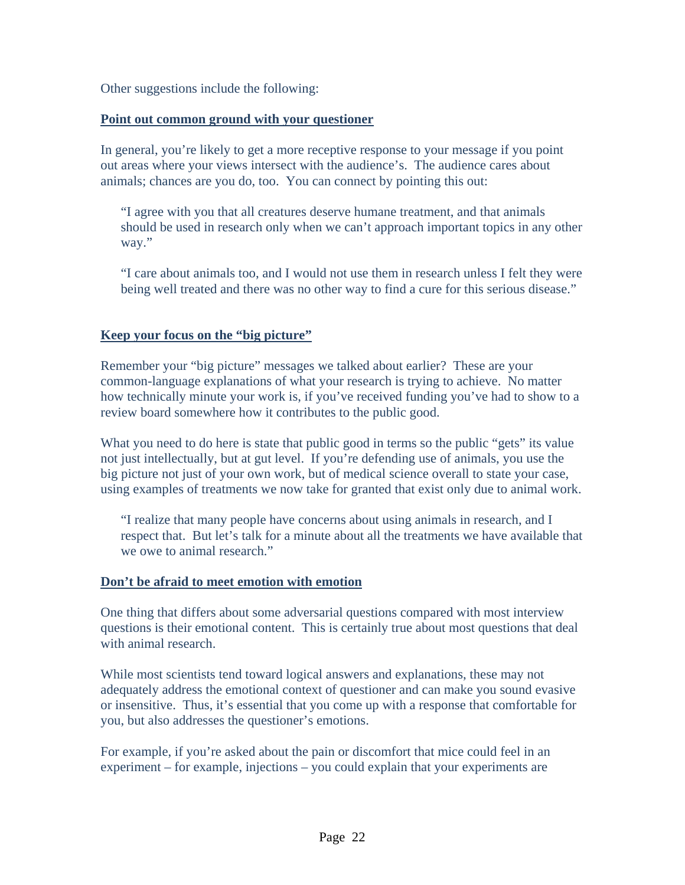Other suggestions include the following:

**Point out common ground with your questioner**

In general, you're likely to get a more receptive response to your message if you point out areas where your views intersect with the audience's. The audience cares about animals; chances are you do, too. You can connect by pointing this out:

> "I agree with you that all creatures deserve humane treatment, and that animals should be used in research only when we can't approach important topics in any other way."

> "I care about animals too, and I would not use them in research unless I felt they were being well treated and there was no other way to find a cure for this serious disease."

**Keep your focus on the "big picture"**

Remember your "big picture" messages we talked about earlier? These are your common-language explanations of what your research is trying to achieve. No matter how technically minute your work is, if you've received funding you've had to show to a review board somewhere how it contributes to the public good.

What you need to do here is state that public good in terms so the public "gets" its value not just intellectually, but at gut level. If you're defending use of animals, you use the big picture not just of your own work, but of medical science overall to state your case, using examples of treatments we now take for granted that exist only due to animal work.

> "I realize that many people have concerns about using animals in research, and I respect that. But let's talk for a minute about all the treatments we have available that we owe to animal research."

**Don't be afraid to meet emotion with emotion**

One thing that differs about some adversarial questions compared with most interview questions is their emotional content. This is certainly true about most questions that deal with animal research.

While most scientists tend toward logical answers and explanations, these may not adequately address the emotional context of questioner and can make you sound evasive or insensitive. Thus, it's essential that you come up with a response that comfortable for you, but also addresses the questioner's emotions.

For example, if you're asked about the pain or discomfort that mice could feel in an experiment – for example, injections – you could explain that your experiments are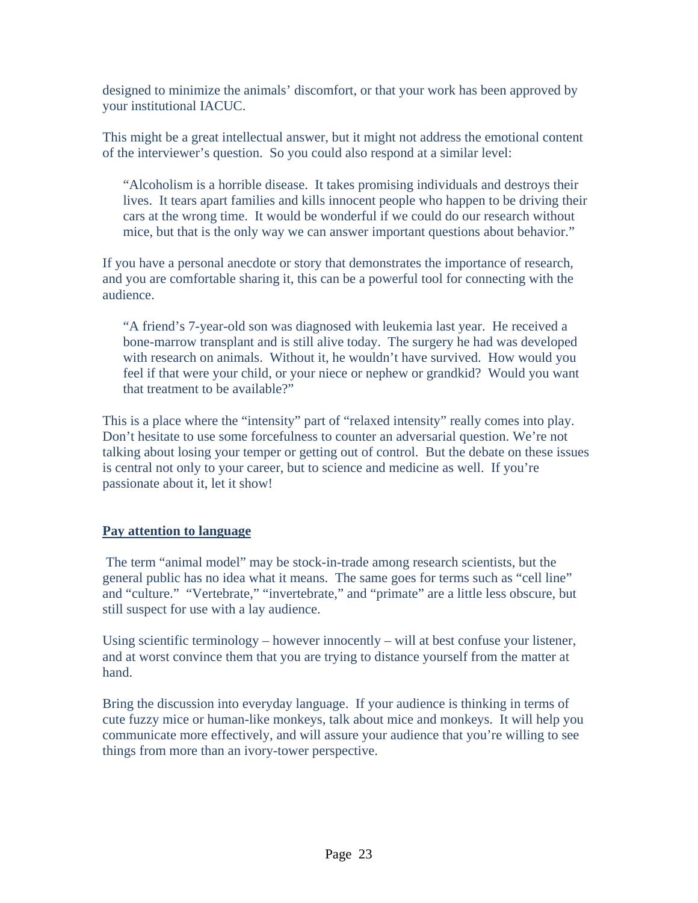designed to minimize the animals' discomfort, or that your work has been approved by your institutional IACUC.

This might be a great intellectual answer, but it might not address the emotional content of the interviewer's question. So you could also respond at a similar level:

> "Alcoholism is a horrible disease. It takes promising individuals and destroys their lives. It tears apart families and kills innocent people who happen to be driving their cars at the wrong time. It would be wonderful if we could do our research without mice, but that is the only way we can answer important questions about behavior."

If you have a personal anecdote or story that demonstrates the importance of research, and you are comfortable sharing it, this can be a powerful tool for connecting with the audience.

> "A friend's 7-year-old son was diagnosed with leukemia last year. He received a bone-marrow transplant and is still alive today. The surgery he had was developed with research on animals. Without it, he wouldn't have survived. How would you feel if that were your child, or your niece or nephew or grandkid? Would you want that treatment to be available?"

This is a place where the "intensity" part of "relaxed intensity" really comes into play. Don't hesitate to use some forcefulness to counter an adversarial question. We're not talking about losing your temper or getting out of control. But the debate on these issues is central not only to your career, but to science and medicine as well. If you're passionate about it, let it show!

## Pay attention to language

The term "animal model" may be stock-in-trade among research scientists, but the general public has no idea what it means. The same goes for terms such as "cell line" and "culture." "Vertebrate," "invertebrate," and "primate" are a little less obscure, but still suspect for use with a lay audience.

Using scientific terminology – however innocently – will at best confuse your listener, and at worst convince them that you are trying to distance yourself from the matter at hand.

Bring the discussion into everyday language. If your audience is thinking in terms of cute fuzzy mice or human-like monkeys, talk about mice and monkeys. It will help you communicate more effectively, and will assure your audience that you're willing to see things from more than an ivory-tower perspective.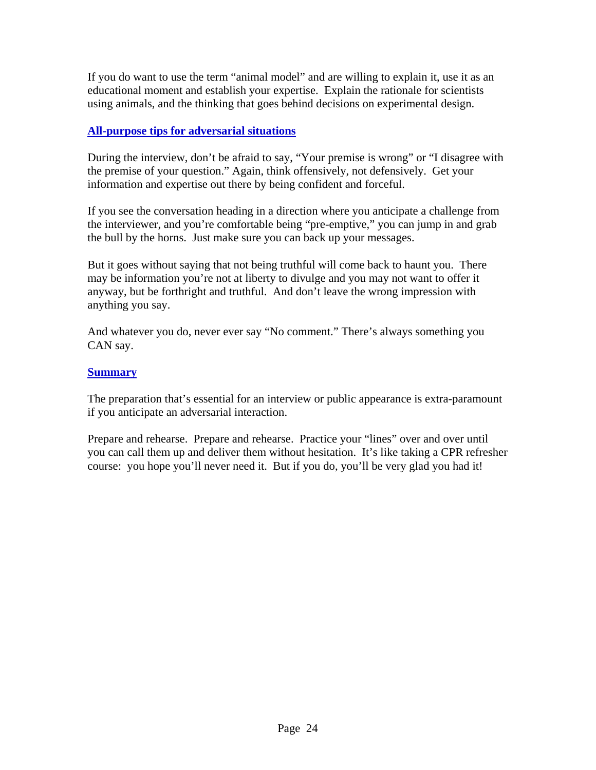If you do want to use the term "animal model" and are willing to explain it, use it as an educational moment and establish your expertise. Explain the rationale for scientists using animals, and the thinking that goes behind decisions on experimental design.

## All-purpose tips for adversarial situations

During the interview, don't be afraid to say, "Your premise is wrong" or "I disagree with the premise of your question." Again, think offensively, not defensively. Get your information and expertise out there by being confident and forceful.

If you see the conversation heading in a direction where you anticipate a challenge from the interviewer, and you're comfortable being "pre-emptive," you can jump in and grab the bull by the horns. Just make sure you can back up your messages.

But it goes without saying that not being truthful will come back to haunt you. There may be information you're not at liberty to divulge and you may not want to offer it anyway, but be forthright and truthful. And don't leave the wrong impression with anything you say.

And whatever you do, never ever say "No comment." There's always something you CAN say.

## Summary

The preparation that's essential for an interview or public appearance is extra-paramount if you anticipate an adversarial interaction.

Prepare and rehearse. Prepare and rehearse. Practice your "lines" over and over until you can call them up and deliver them without hesitation. It's like taking a CPR refresher course: you hope you'll never need it. But if you do, you'll be very glad you had it!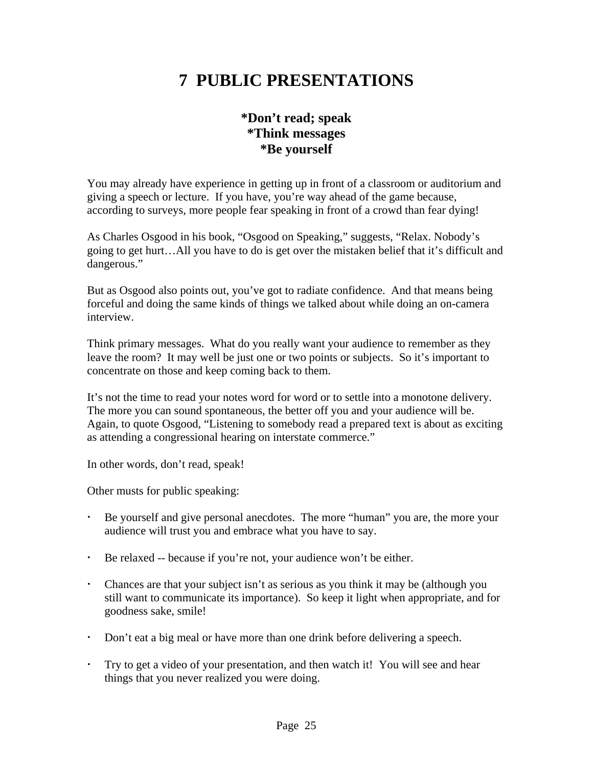# 7 PUBLIC PRESENTATIONS

**\*Don't read; speak**
**\*Think messages**
**\*Be yourself**

You may already have experience in getting up in front of a classroom or auditorium and giving a speech or lecture. If you have, you're way ahead of the game because, according to surveys, more people fear speaking in front of a crowd than fear dying!

As Charles Osgood in his book, "Osgood on Speaking," suggests, "Relax. Nobody's going to get hurt…All you have to do is get over the mistaken belief that it's difficult and dangerous."

But as Osgood also points out, you've got to radiate confidence. And that means being forceful and doing the same kinds of things we talked about while doing an on-camera interview.

Think primary messages. What do you really want your audience to remember as they leave the room? It may well be just one or two points or subjects. So it's important to concentrate on those and keep coming back to them.

It's not the time to read your notes word for word or to settle into a monotone delivery. The more you can sound spontaneous, the better off you and your audience will be. Again, to quote Osgood, "Listening to somebody read a prepared text is about as exciting as attending a congressional hearing on interstate commerce."

In other words, don't read, speak!

Other musts for public speaking:

- Be yourself and give personal anecdotes. The more "human" you are, the more your audience will trust you and embrace what you have to say.
- Be relaxed -- because if you're not, your audience won't be either.
- Chances are that your subject isn't as serious as you think it may be (although you still want to communicate its importance). So keep it light when appropriate, and for goodness sake, smile!
- Don't eat a big meal or have more than one drink before delivering a speech.
- Try to get a video of your presentation, and then watch it! You will see and hear things that you never realized you were doing.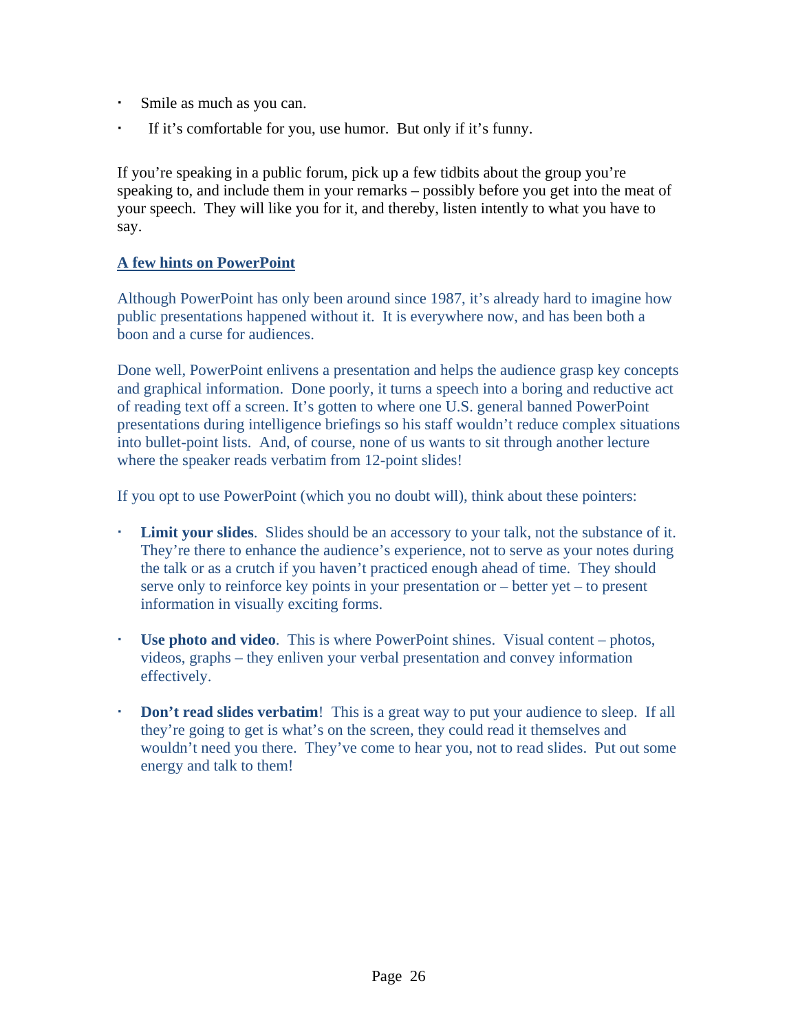- Smile as much as you can.
- If it's comfortable for you, use humor. But only if it's funny.

If you're speaking in a public forum, pick up a few tidbits about the group you're speaking to, and include them in your remarks – possibly before you get into the meat of your speech. They will like you for it, and thereby, listen intently to what you have to say.

## A few hints on PowerPoint

Although PowerPoint has only been around since 1987, it's already hard to imagine how public presentations happened without it. It is everywhere now, and has been both a boon and a curse for audiences.

Done well, PowerPoint enlivens a presentation and helps the audience grasp key concepts and graphical information. Done poorly, it turns a speech into a boring and reductive act of reading text off a screen. It's gotten to where one U.S. general banned PowerPoint presentations during intelligence briefings so his staff wouldn't reduce complex situations into bullet-point lists. And, of course, none of us wants to sit through another lecture where the speaker reads verbatim from 12-point slides!

If you opt to use PowerPoint (which you no doubt will), think about these pointers:

- **Limit your slides**. Slides should be an accessory to your talk, not the substance of it. They're there to enhance the audience's experience, not to serve as your notes during the talk or as a crutch if you haven't practiced enough ahead of time. They should serve only to reinforce key points in your presentation or – better yet – to present information in visually exciting forms.

- **Use photo and video**. This is where PowerPoint shines. Visual content – photos, videos, graphs – they enliven your verbal presentation and convey information effectively.

- **Don't read slides verbatim**! This is a great way to put your audience to sleep. If all they're going to get is what's on the screen, they could read it themselves and wouldn't need you there. They've come to hear you, not to read slides. Put out some energy and talk to them!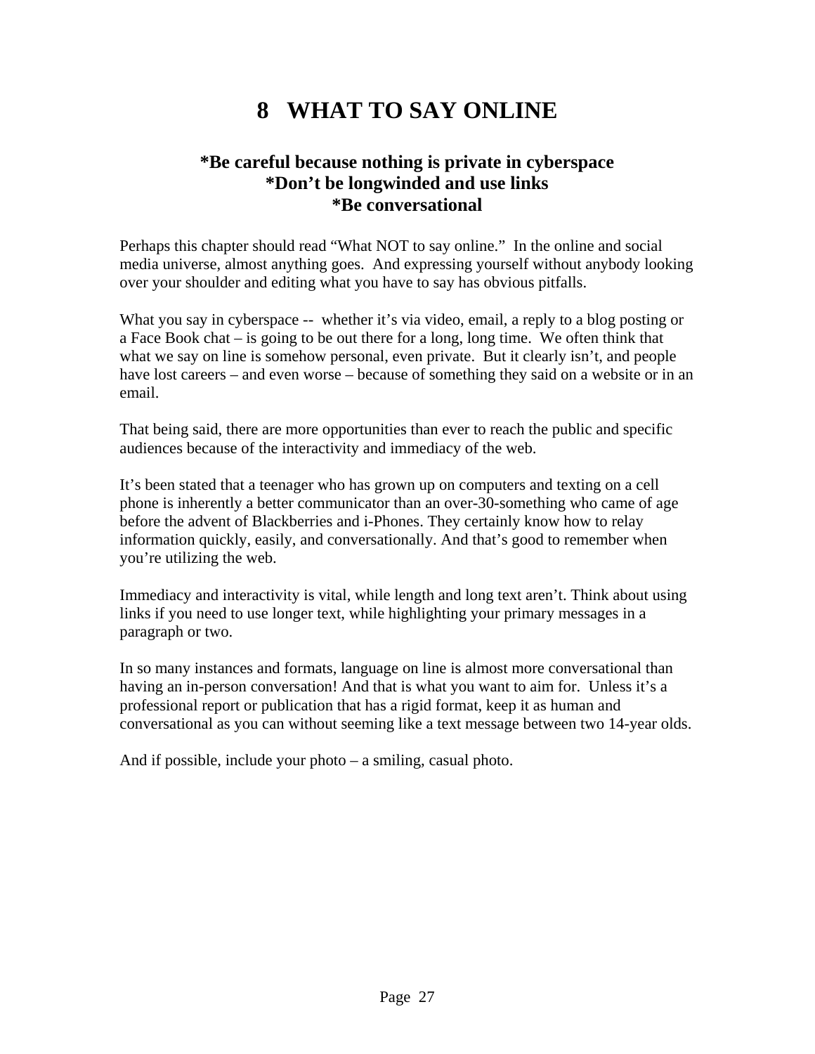# 8 WHAT TO SAY ONLINE

### *Be careful because nothing is private in cyberspace
### *Don't be longwinded and use links
### *Be conversational

Perhaps this chapter should read "What NOT to say online." In the online and social media universe, almost anything goes. And expressing yourself without anybody looking over your shoulder and editing what you have to say has obvious pitfalls.

What you say in cyberspace -- whether it's via video, email, a reply to a blog posting or a Face Book chat – is going to be out there for a long, long time. We often think that what we say on line is somehow personal, even private. But it clearly isn't, and people have lost careers – and even worse – because of something they said on a website or in an email.

That being said, there are more opportunities than ever to reach the public and specific audiences because of the interactivity and immediacy of the web.

It's been stated that a teenager who has grown up on computers and texting on a cell phone is inherently a better communicator than an over-30-something who came of age before the advent of Blackberries and i-Phones. They certainly know how to relay information quickly, easily, and conversationally. And that's good to remember when you're utilizing the web.

Immediacy and interactivity is vital, while length and long text aren't. Think about using links if you need to use longer text, while highlighting your primary messages in a paragraph or two.

In so many instances and formats, language on line is almost more conversational than having an in-person conversation! And that is what you want to aim for. Unless it's a professional report or publication that has a rigid format, keep it as human and conversational as you can without seeming like a text message between two 14-year olds.

And if possible, include your photo – a smiling, casual photo.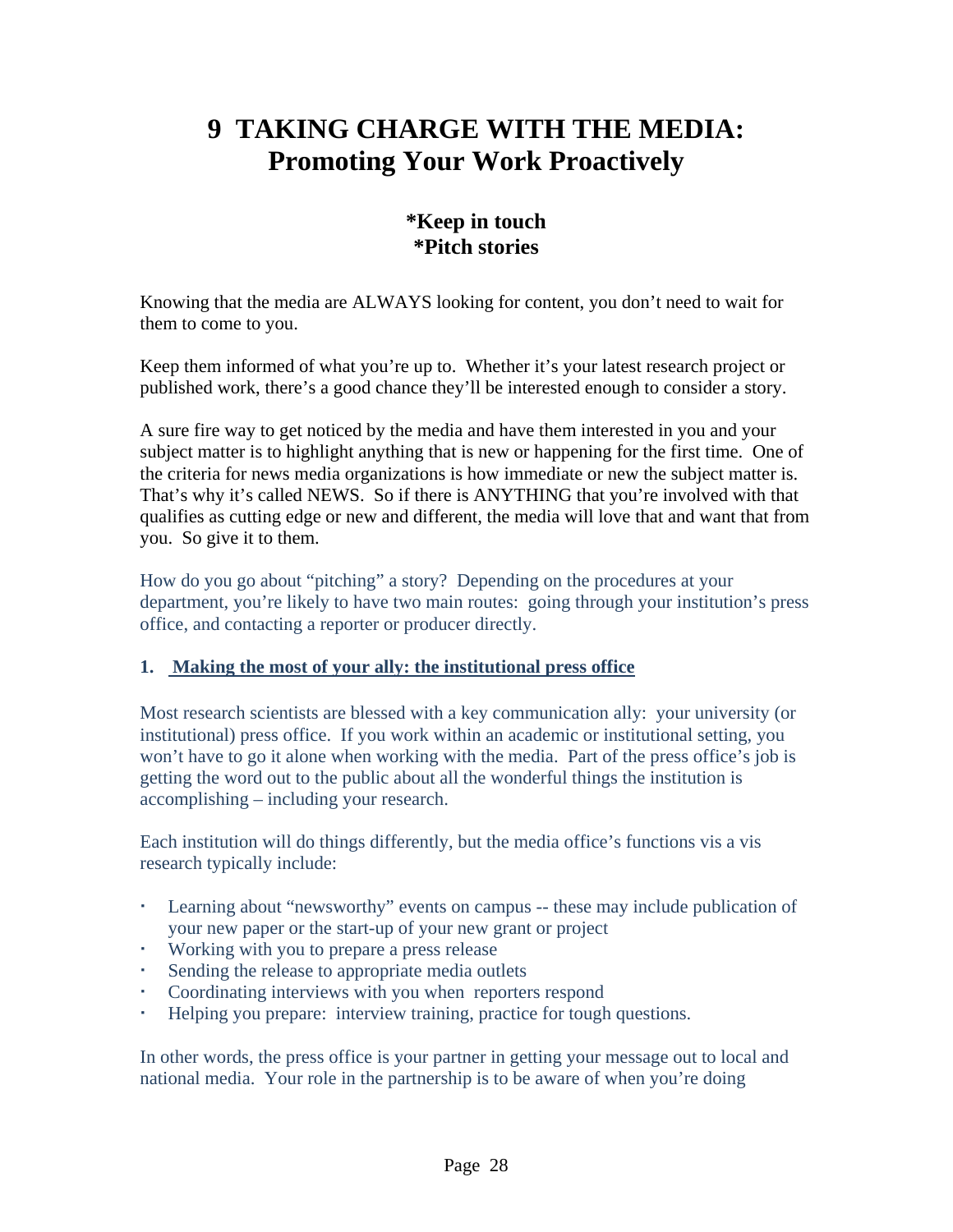# 9 TAKING CHARGE WITH THE MEDIA: Promoting Your Work Proactively

**\*Keep in touch**
**\*Pitch stories**

Knowing that the media are ALWAYS looking for content, you don't need to wait for them to come to you.

Keep them informed of what you're up to. Whether it's your latest research project or published work, there's a good chance they'll be interested enough to consider a story.

A sure fire way to get noticed by the media and have them interested in you and your subject matter is to highlight anything that is new or happening for the first time. One of the criteria for news media organizations is how immediate or new the subject matter is. That's why it's called NEWS. So if there is ANYTHING that you're involved with that qualifies as cutting edge or new and different, the media will love that and want that from you. So give it to them.

How do you go about "pitching" a story? Depending on the procedures at your department, you're likely to have two main routes: going through your institution's press office, and contacting a reporter or producer directly.

**1. Making the most of your ally: the institutional press office**

Most research scientists are blessed with a key communication ally: your university (or institutional) press office. If you work within an academic or institutional setting, you won't have to go it alone when working with the media. Part of the press office's job is getting the word out to the public about all the wonderful things the institution is accomplishing – including your research.

Each institution will do things differently, but the media office's functions vis a vis research typically include:

- Learning about "newsworthy" events on campus -- these may include publication of your new paper or the start-up of your new grant or project
- Working with you to prepare a press release
- Sending the release to appropriate media outlets
- Coordinating interviews with you when reporters respond
- Helping you prepare: interview training, practice for tough questions.

In other words, the press office is your partner in getting your message out to local and national media. Your role in the partnership is to be aware of when you're doing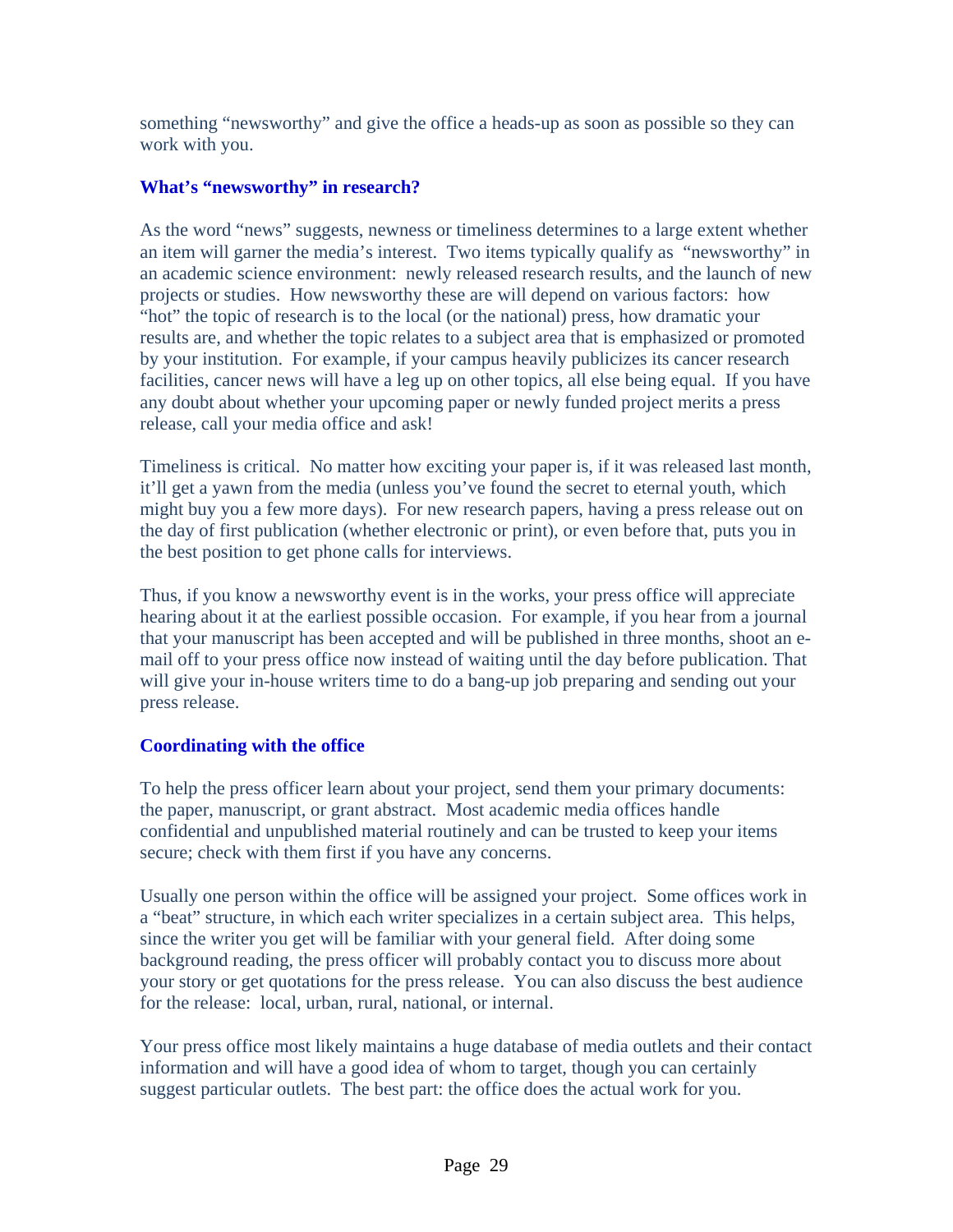something "newsworthy" and give the office a heads-up as soon as possible so they can work with you.

### What's "newsworthy" in research?

As the word "news" suggests, newness or timeliness determines to a large extent whether an item will garner the media's interest. Two items typically qualify as "newsworthy" in an academic science environment: newly released research results, and the launch of new projects or studies. How newsworthy these are will depend on various factors: how "hot" the topic of research is to the local (or the national) press, how dramatic your results are, and whether the topic relates to a subject area that is emphasized or promoted by your institution. For example, if your campus heavily publicizes its cancer research facilities, cancer news will have a leg up on other topics, all else being equal. If you have any doubt about whether your upcoming paper or newly funded project merits a press release, call your media office and ask!

Timeliness is critical. No matter how exciting your paper is, if it was released last month, it'll get a yawn from the media (unless you've found the secret to eternal youth, which might buy you a few more days). For new research papers, having a press release out on the day of first publication (whether electronic or print), or even before that, puts you in the best position to get phone calls for interviews.

Thus, if you know a newsworthy event is in the works, your press office will appreciate hearing about it at the earliest possible occasion. For example, if you hear from a journal that your manuscript has been accepted and will be published in three months, shoot an e-mail off to your press office now instead of waiting until the day before publication. That will give your in-house writers time to do a bang-up job preparing and sending out your press release.

### Coordinating with the office

To help the press officer learn about your project, send them your primary documents: the paper, manuscript, or grant abstract. Most academic media offices handle confidential and unpublished material routinely and can be trusted to keep your items secure; check with them first if you have any concerns.

Usually one person within the office will be assigned your project. Some offices work in a "beat" structure, in which each writer specializes in a certain subject area. This helps, since the writer you get will be familiar with your general field. After doing some background reading, the press officer will probably contact you to discuss more about your story or get quotations for the press release. You can also discuss the best audience for the release: local, urban, rural, national, or internal.

Your press office most likely maintains a huge database of media outlets and their contact information and will have a good idea of whom to target, though you can certainly suggest particular outlets. The best part: the office does the actual work for you.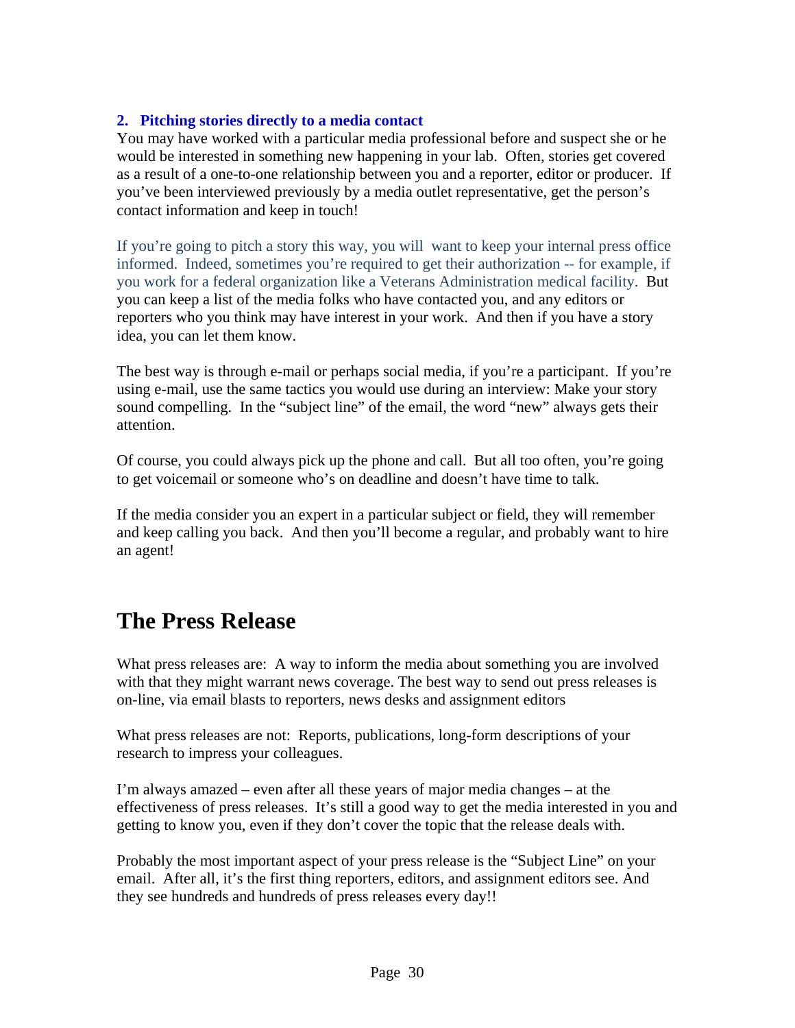**2. Pitching stories directly to a media contact**

You may have worked with a particular media professional before and suspect she or he would be interested in something new happening in your lab. Often, stories get covered as a result of a one-to-one relationship between you and a reporter, editor or producer. If you've been interviewed previously by a media outlet representative, get the person's contact information and keep in touch!

If you're going to pitch a story this way, you will want to keep your internal press office informed. Indeed, sometimes you're required to get their authorization -- for example, if you work for a federal organization like a Veterans Administration medical facility. But you can keep a list of the media folks who have contacted you, and any editors or reporters who you think may have interest in your work. And then if you have a story idea, you can let them know.

The best way is through e-mail or perhaps social media, if you're a participant. If you're using e-mail, use the same tactics you would use during an interview: Make your story sound compelling. In the "subject line" of the email, the word "new" always gets their attention.

Of course, you could always pick up the phone and call. But all too often, you're going to get voicemail or someone who's on deadline and doesn't have time to talk.

If the media consider you an expert in a particular subject or field, they will remember and keep calling you back. And then you'll become a regular, and probably want to hire an agent!

# The Press Release

What press releases are: A way to inform the media about something you are involved with that they might warrant news coverage. The best way to send out press releases is on-line, via email blasts to reporters, news desks and assignment editors

What press releases are not: Reports, publications, long-form descriptions of your research to impress your colleagues.

I'm always amazed – even after all these years of major media changes – at the effectiveness of press releases. It's still a good way to get the media interested in you and getting to know you, even if they don't cover the topic that the release deals with.

Probably the most important aspect of your press release is the "Subject Line" on your email. After all, it's the first thing reporters, editors, and assignment editors see. And they see hundreds and hundreds of press releases every day!!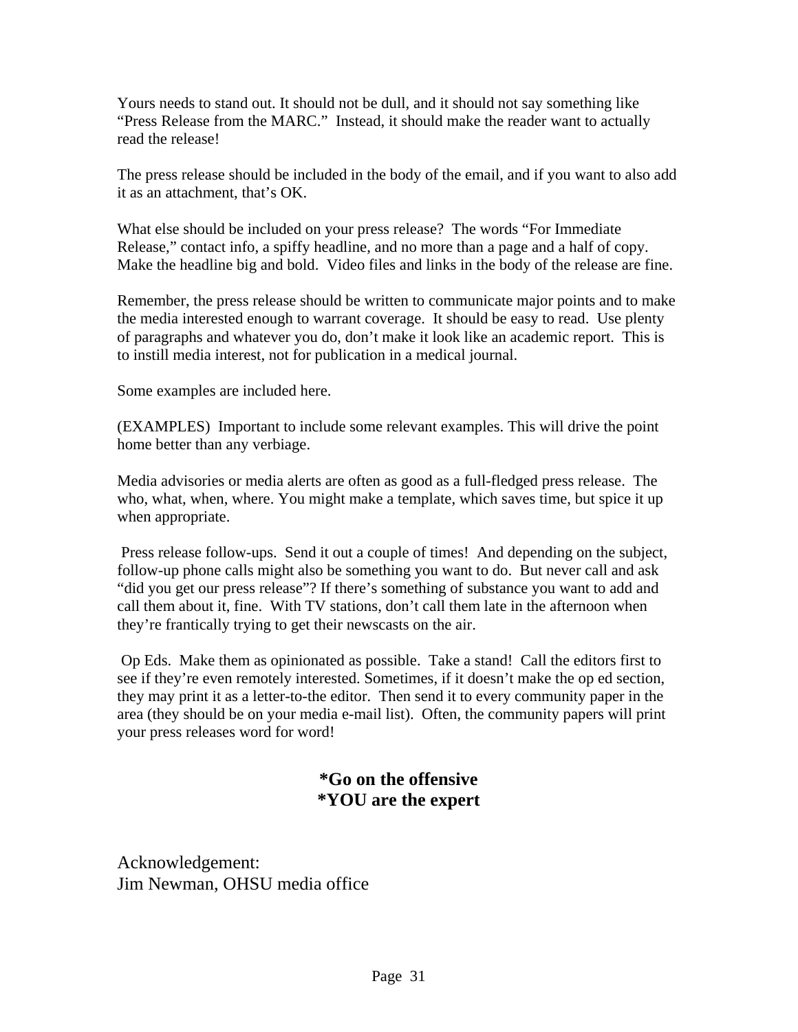Yours needs to stand out. It should not be dull, and it should not say something like "Press Release from the MARC." Instead, it should make the reader want to actually read the release!

The press release should be included in the body of the email, and if you want to also add it as an attachment, that's OK.

What else should be included on your press release? The words "For Immediate Release," contact info, a spiffy headline, and no more than a page and a half of copy. Make the headline big and bold. Video files and links in the body of the release are fine.

Remember, the press release should be written to communicate major points and to make the media interested enough to warrant coverage. It should be easy to read. Use plenty of paragraphs and whatever you do, don't make it look like an academic report. This is to instill media interest, not for publication in a medical journal.

Some examples are included here.

(EXAMPLES) Important to include some relevant examples. This will drive the point home better than any verbiage.

Media advisories or media alerts are often as good as a full-fledged press release. The who, what, when, where. You might make a template, which saves time, but spice it up when appropriate.

Press release follow-ups. Send it out a couple of times! And depending on the subject, follow-up phone calls might also be something you want to do. But never call and ask "did you get our press release"? If there's something of substance you want to add and call them about it, fine. With TV stations, don't call them late in the afternoon when they're frantically trying to get their newscasts on the air.

Op Eds. Make them as opinionated as possible. Take a stand! Call the editors first to see if they're even remotely interested. Sometimes, if it doesn't make the op ed section, they may print it as a letter-to-the editor. Then send it to every community paper in the area (they should be on your media e-mail list). Often, the community papers will print your press releases word for word!

**\*Go on the offensive**
**\*YOU are the expert**

Acknowledgement:
Jim Newman, OHSU media office